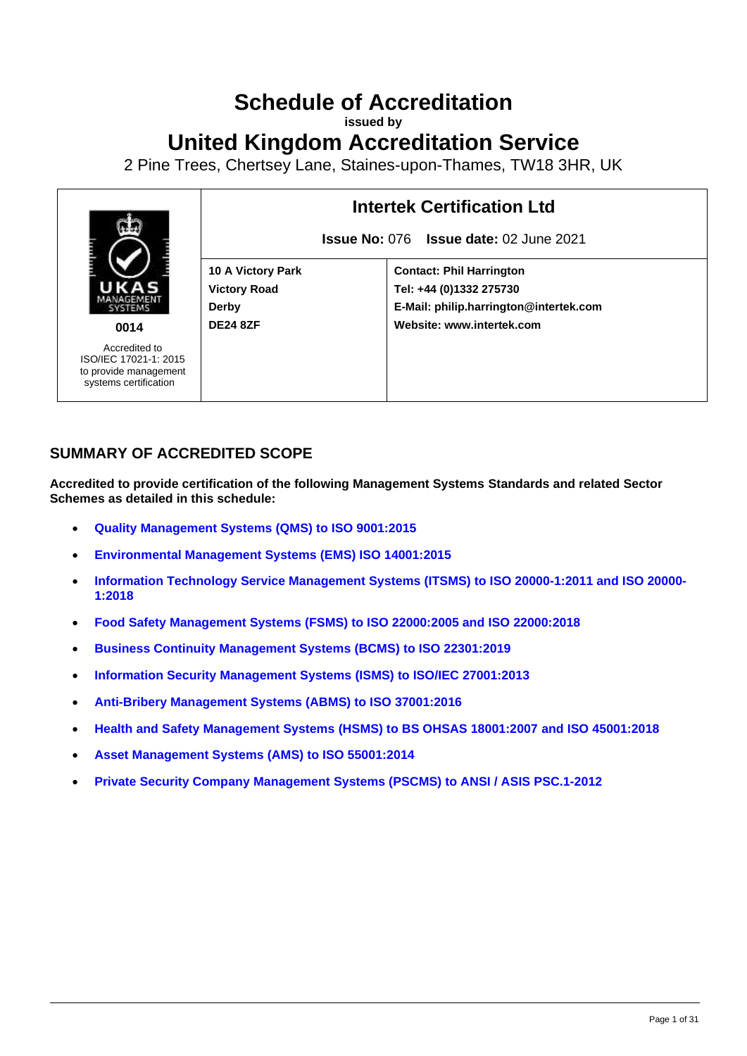# Schedule of Accreditation

**issued by**

# United Kingdom Accreditation Service

2 Pine Trees, Chertsey Lane, Staines-upon-Thames, TW18 3HR, UK

| | Intertek Certification Ltd | |
|---|---|---|
| | **Issue No:** 076 **Issue date:** 02 June 2021 | |
| **0014**<br>Accredited to ISO/IEC 17021-1: 2015 to provide management systems certification | **10 A Victory Park**<br>**Victory Road**<br>**Derby**<br>**DE24 8ZF** | **Contact: Phil Harrington**<br>**Tel: +44 (0)1332 275730**<br>**E-Mail: philip.harrington@intertek.com**<br>**Website: www.intertek.com** |

## SUMMARY OF ACCREDITED SCOPE

**Accredited to provide certification of the following Management Systems Standards and related Sector Schemes as detailed in this schedule:**

- **Quality Management Systems (QMS) to ISO 9001:2015**
- **Environmental Management Systems (EMS) ISO 14001:2015**
- **Information Technology Service Management Systems (ITSMS) to ISO 20000-1:2011 and ISO 20000-1:2018**
- **Food Safety Management Systems (FSMS) to ISO 22000:2005 and ISO 22000:2018**
- **Business Continuity Management Systems (BCMS) to ISO 22301:2019**
- **Information Security Management Systems (ISMS) to ISO/IEC 27001:2013**
- **Anti-Bribery Management Systems (ABMS) to ISO 37001:2016**
- **Health and Safety Management Systems (HSMS) to BS OHSAS 18001:2007 and ISO 45001:2018**
- **Asset Management Systems (AMS) to ISO 55001:2014**
- **Private Security Company Management Systems (PSCMS) to ANSI / ASIS PSC.1-2012**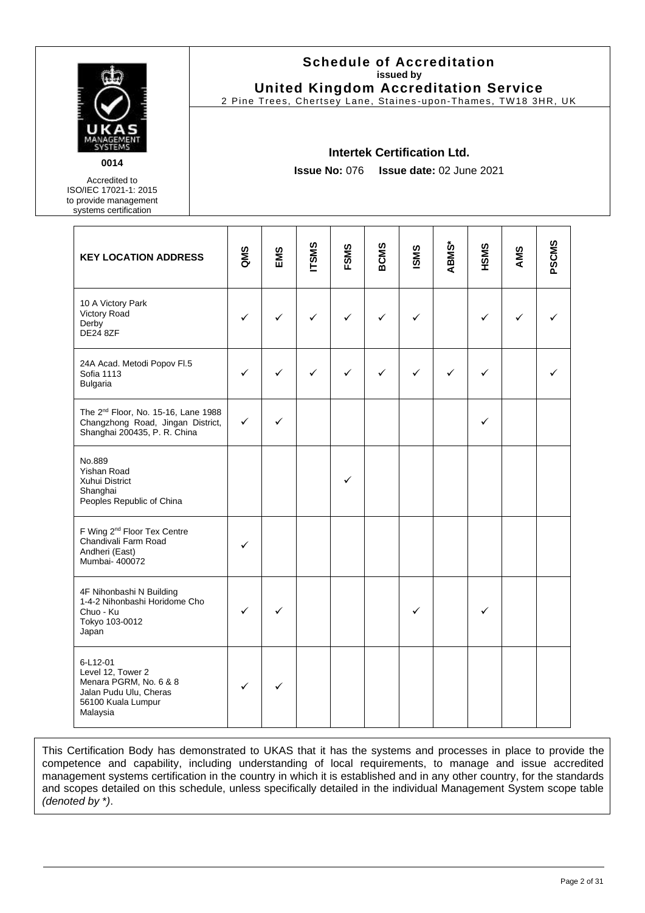# Schedule of Accreditation

issued by

**United Kingdom Accreditation Service**

2 Pine Trees, Chertsey Lane, Staines-upon-Thames, TW18 3HR, UK

**0014**

Accredited to ISO/IEC 17021-1: 2015 to provide management systems certification

## Intertek Certification Ltd.

**Issue No:** 076 **Issue date:** 02 June 2021

| KEY LOCATION ADDRESS | QMS | EMS | ITSMS | FSMS | BCMS | ISMS | ABMS* | HSMS | AMS | PSCMS |
|---|---|---|---|---|---|---|---|---|---|---|
| 10 A Victory Park<br>Victory Road<br>Derby<br>DE24 8ZF | ✓ | ✓ | ✓ | ✓ | ✓ | ✓ | | ✓ | ✓ | ✓ |
| 24A Acad. Metodi Popov Fl.5<br>Sofia 1113<br>Bulgaria | ✓ | ✓ | ✓ | ✓ | ✓ | ✓ | ✓ | ✓ | | ✓ |
| The 2nd Floor, No. 15-16, Lane 1988 Changzhong Road, Jingan District, Shanghai 200435, P. R. China | ✓ | ✓ | | | | | | ✓ | | |
| No.889<br>Yishan Road<br>Xuhui District<br>Shanghai<br>Peoples Republic of China | | | | ✓ | | | | | | |
| F Wing 2nd Floor Tex Centre<br>Chandivali Farm Road<br>Andheri (East)<br>Mumbai- 400072 | ✓ | | | | | | | | | |
| 4F Nihonbashi N Building<br>1-4-2 Nihonbashi Horidome Cho<br>Chuo - Ku<br>Tokyo 103-0012<br>Japan | ✓ | ✓ | | | | ✓ | | ✓ | | |
| 6-L12-01<br>Level 12, Tower 2<br>Menara PGRM, No. 6 & 8<br>Jalan Pudu Ulu, Cheras<br>56100 Kuala Lumpur<br>Malaysia | ✓ | ✓ | | | | | | | | |

This Certification Body has demonstrated to UKAS that it has the systems and processes in place to provide the competence and capability, including understanding of local requirements, to manage and issue accredited management systems certification in the country in which it is established and in any other country, for the standards and scopes detailed on this schedule, unless specifically detailed in the individual Management System scope table *(denoted by *)*.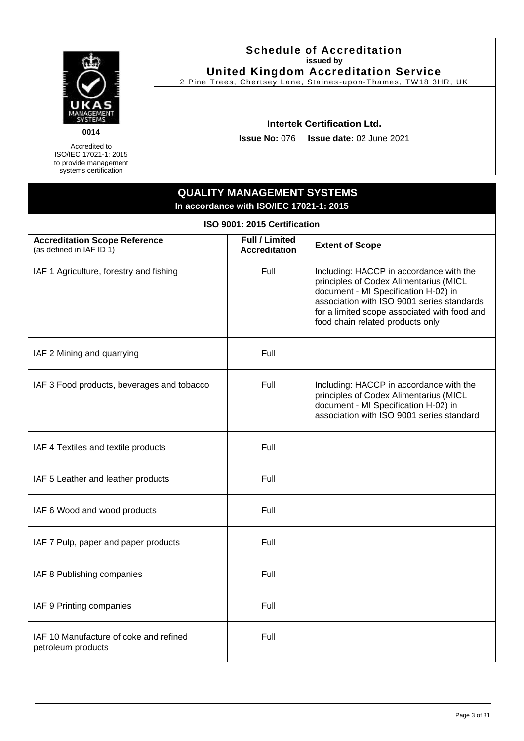UKAS MANAGEMENT SYSTEMS

0014

Accredited to ISO/IEC 17021-1: 2015 to provide management systems certification

**Schedule of Accreditation**
**issued by**
**United Kingdom Accreditation Service**
2 Pine Trees, Chertsey Lane, Staines-upon-Thames, TW18 3HR, UK

**Intertek Certification Ltd.**

**Issue No:** 076 **Issue date:** 02 June 2021

## QUALITY MANAGEMENT SYSTEMS
**In accordance with ISO/IEC 17021-1: 2015**

### ISO 9001: 2015 Certification

| **Accreditation Scope Reference** (as defined in IAF ID 1) | **Full / Limited Accreditation** | **Extent of Scope** |
|---|---|---|
| IAF 1 Agriculture, forestry and fishing | Full | Including: HACCP in accordance with the principles of Codex Alimentarius (MICL document - MI Specification H-02) in association with ISO 9001 series standards for a limited scope associated with food and food chain related products only |
| IAF 2 Mining and quarrying | Full | |
| IAF 3 Food products, beverages and tobacco | Full | Including: HACCP in accordance with the principles of Codex Alimentarius (MICL document - MI Specification H-02) in association with ISO 9001 series standard |
| IAF 4 Textiles and textile products | Full | |
| IAF 5 Leather and leather products | Full | |
| IAF 6 Wood and wood products | Full | |
| IAF 7 Pulp, paper and paper products | Full | |
| IAF 8 Publishing companies | Full | |
| IAF 9 Printing companies | Full | |
| IAF 10 Manufacture of coke and refined petroleum products | Full | |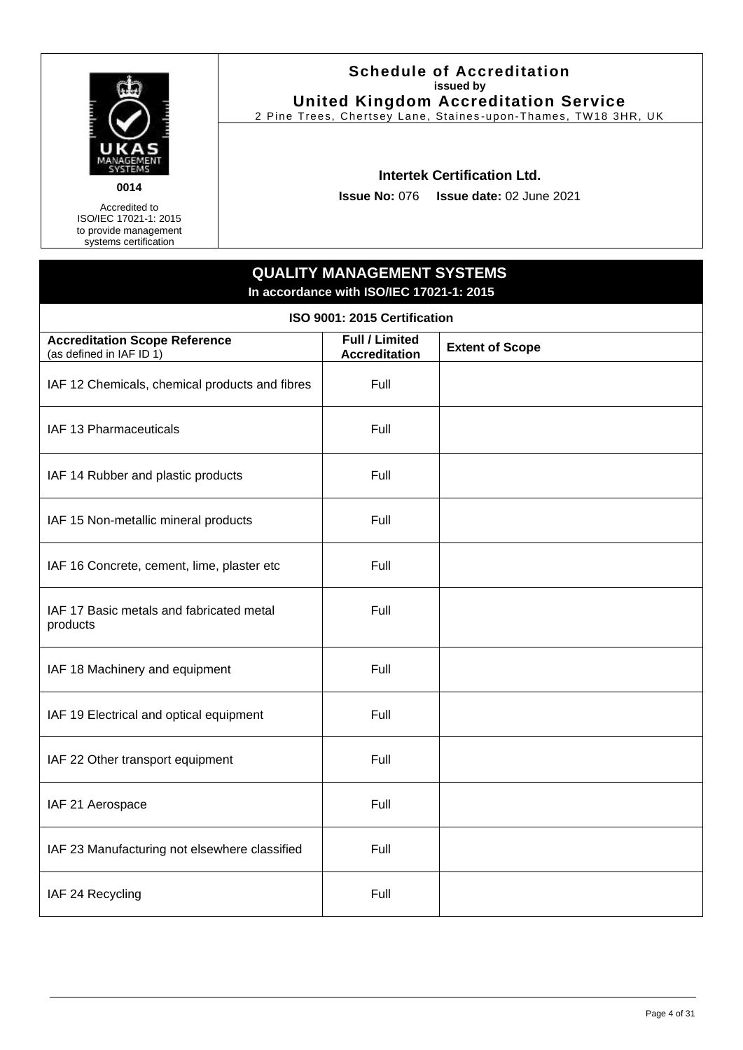UKAS MANAGEMENT SYSTEMS

0014

Accredited to ISO/IEC 17021-1: 2015 to provide management systems certification

**Schedule of Accreditation**
**issued by**
**United Kingdom Accreditation Service**
2 Pine Trees, Chertsey Lane, Staines-upon-Thames, TW18 3HR, UK

**Intertek Certification Ltd.**

**Issue No:** 076 **Issue date:** 02 June 2021

## QUALITY MANAGEMENT SYSTEMS
### In accordance with ISO/IEC 17021-1: 2015

**ISO 9001: 2015 Certification**

| **Accreditation Scope Reference** (as defined in IAF ID 1) | **Full / Limited Accreditation** | **Extent of Scope** |
|---|---|---|
| IAF 12 Chemicals, chemical products and fibres | Full | |
| IAF 13 Pharmaceuticals | Full | |
| IAF 14 Rubber and plastic products | Full | |
| IAF 15 Non-metallic mineral products | Full | |
| IAF 16 Concrete, cement, lime, plaster etc | Full | |
| IAF 17 Basic metals and fabricated metal products | Full | |
| IAF 18 Machinery and equipment | Full | |
| IAF 19 Electrical and optical equipment | Full | |
| IAF 22 Other transport equipment | Full | |
| IAF 21 Aerospace | Full | |
| IAF 23 Manufacturing not elsewhere classified | Full | |
| IAF 24 Recycling | Full | |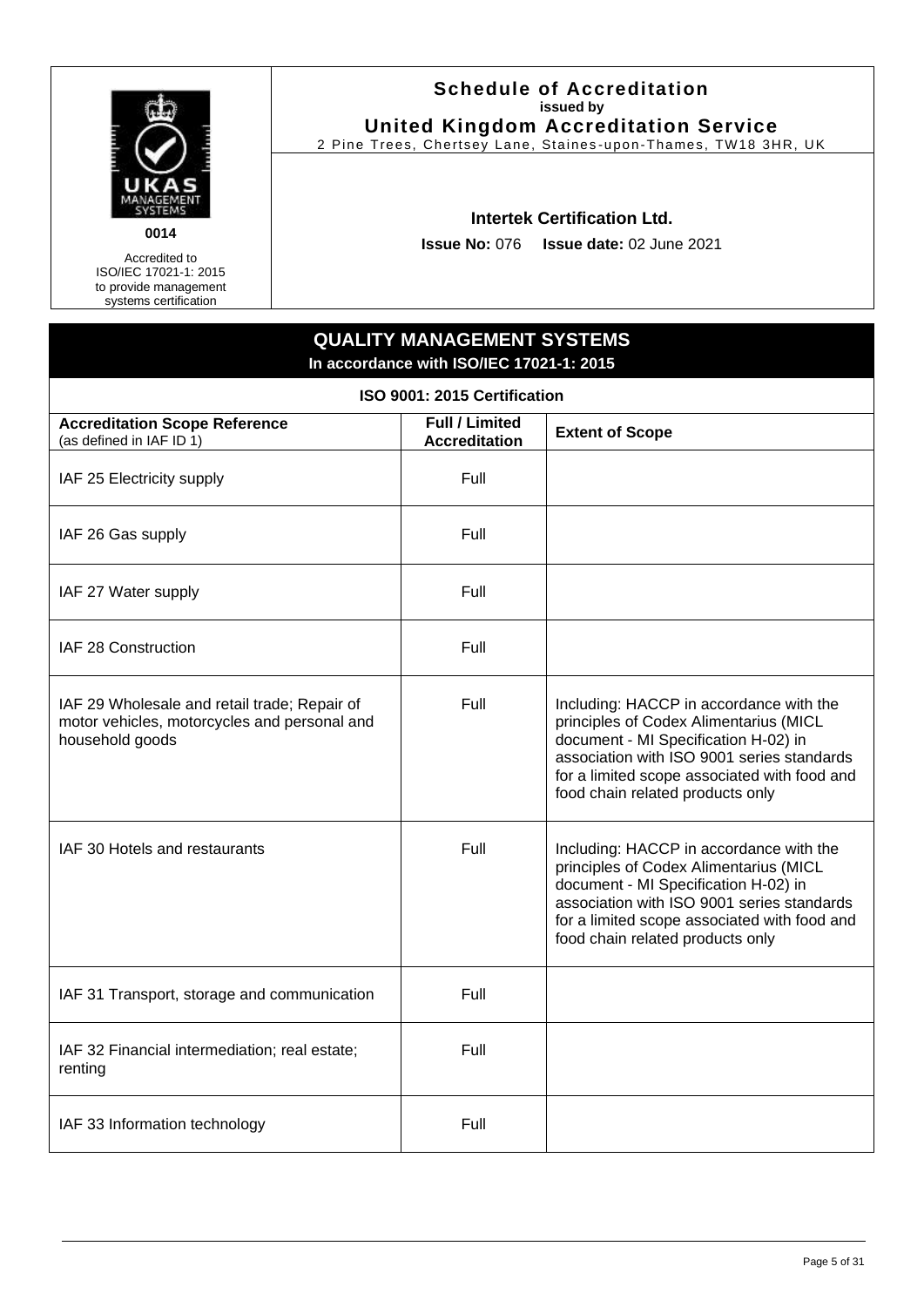**Schedule of Accreditation**
**issued by**
**United Kingdom Accreditation Service**
2 Pine Trees, Chertsey Lane, Staines-upon-Thames, TW18 3HR, UK

UKAS MANAGEMENT SYSTEMS
**0014**
Accredited to ISO/IEC 17021-1: 2015 to provide management systems certification

**Intertek Certification Ltd.**

**Issue No:** 076 **Issue date:** 02 June 2021

## QUALITY MANAGEMENT SYSTEMS
**In accordance with ISO/IEC 17021-1: 2015**

| ISO 9001: 2015 Certification | | |
|---|---|---|
| **Accreditation Scope Reference** (as defined in IAF ID 1) | **Full / Limited Accreditation** | **Extent of Scope** |
| IAF 25 Electricity supply | Full | |
| IAF 26 Gas supply | Full | |
| IAF 27 Water supply | Full | |
| IAF 28 Construction | Full | |
| IAF 29 Wholesale and retail trade; Repair of motor vehicles, motorcycles and personal and household goods | Full | Including: HACCP in accordance with the principles of Codex Alimentarius (MICL document - MI Specification H-02) in association with ISO 9001 series standards for a limited scope associated with food and food chain related products only |
| IAF 30 Hotels and restaurants | Full | Including: HACCP in accordance with the principles of Codex Alimentarius (MICL document - MI Specification H-02) in association with ISO 9001 series standards for a limited scope associated with food and food chain related products only |
| IAF 31 Transport, storage and communication | Full | |
| IAF 32 Financial intermediation; real estate; renting | Full | |
| IAF 33 Information technology | Full | |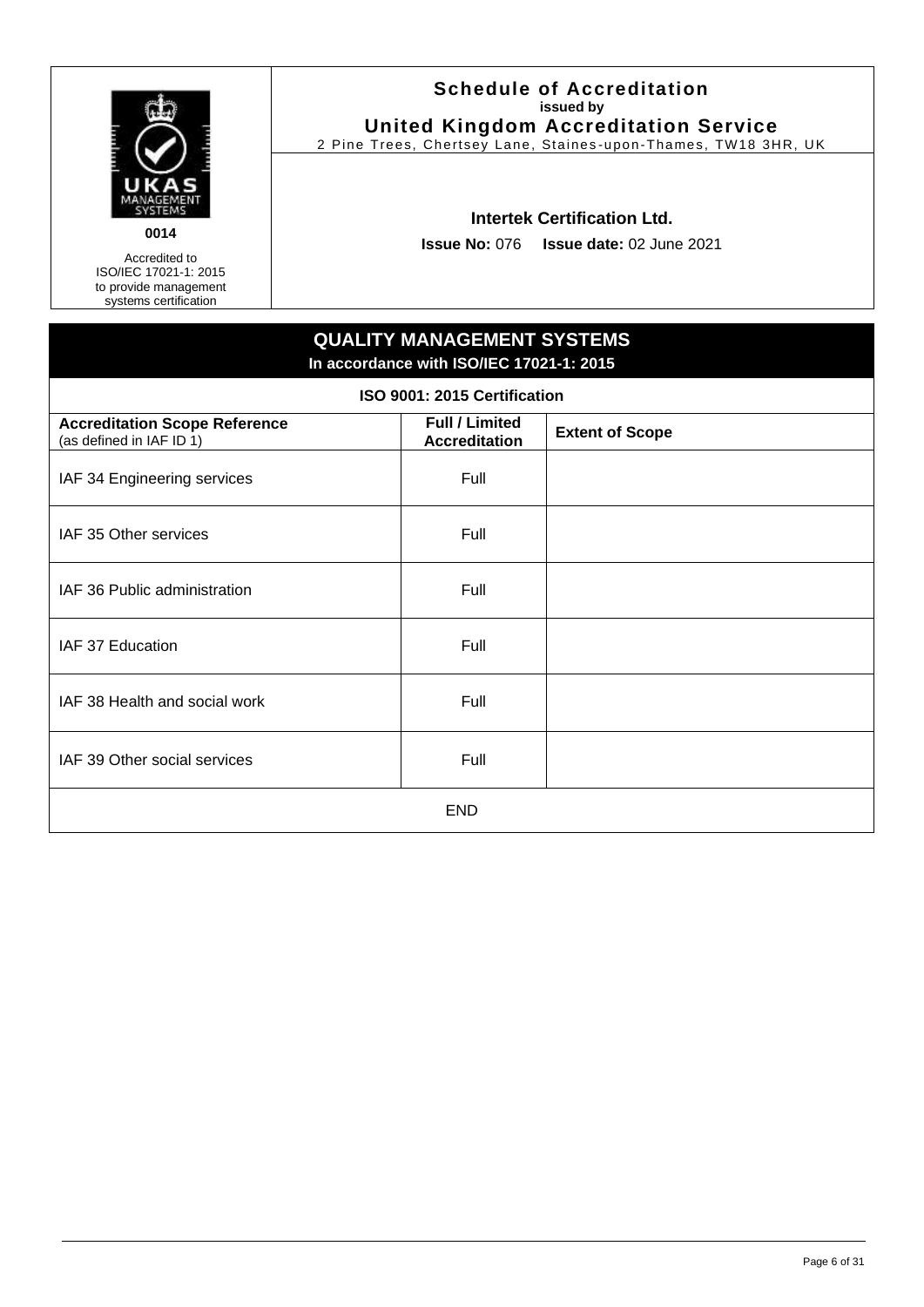| | **Schedule of Accreditation** issued by **United Kingdom Accreditation Service** 2 Pine Trees, Chertsey Lane, Staines-upon-Thames, TW18 3HR, UK |
|---|---|
| **0014** Accredited to ISO/IEC 17021-1: 2015 to provide management systems certification | **Intertek Certification Ltd.** **Issue No:** 076 **Issue date:** 02 June 2021 |

## QUALITY MANAGEMENT SYSTEMS

**In accordance with ISO/IEC 17021-1: 2015**

**ISO 9001: 2015 Certification**

| **Accreditation Scope Reference** (as defined in IAF ID 1) | **Full / Limited Accreditation** | **Extent of Scope** |
|---|---|---|
| IAF 34 Engineering services | Full | |
| IAF 35 Other services | Full | |
| IAF 36 Public administration | Full | |
| IAF 37 Education | Full | |
| IAF 38 Health and social work | Full | |
| IAF 39 Other social services | Full | |
| END | | |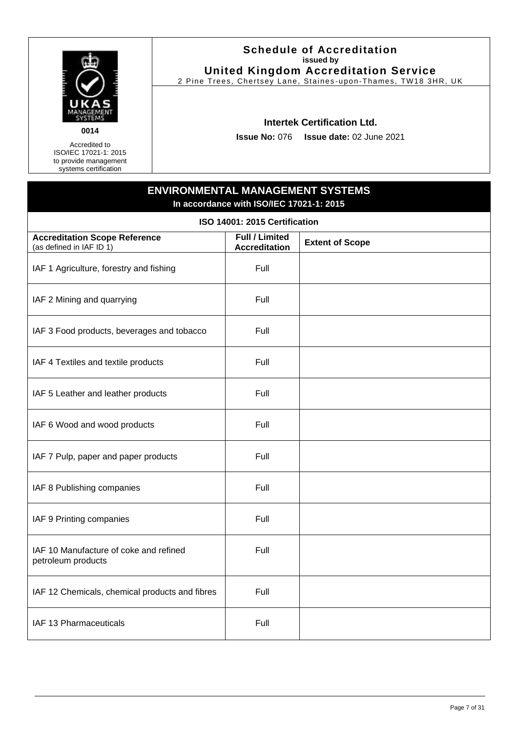| | **Schedule of Accreditation** issued by **United Kingdom Accreditation Service** 2 Pine Trees, Chertsey Lane, Staines-upon-Thames, TW18 3HR, UK |
|---|---|
| 0014 Accredited to ISO/IEC 17021-1: 2015 to provide management systems certification | **Intertek Certification Ltd.** **Issue No:** 076 **Issue date:** 02 June 2021 |

## ENVIRONMENTAL MANAGEMENT SYSTEMS

**In accordance with ISO/IEC 17021-1: 2015**

### ISO 14001: 2015 Certification

| **Accreditation Scope Reference** (as defined in IAF ID 1) | **Full / Limited Accreditation** | **Extent of Scope** |
|---|---|---|
| IAF 1 Agriculture, forestry and fishing | Full | |
| IAF 2 Mining and quarrying | Full | |
| IAF 3 Food products, beverages and tobacco | Full | |
| IAF 4 Textiles and textile products | Full | |
| IAF 5 Leather and leather products | Full | |
| IAF 6 Wood and wood products | Full | |
| IAF 7 Pulp, paper and paper products | Full | |
| IAF 8 Publishing companies | Full | |
| IAF 9 Printing companies | Full | |
| IAF 10 Manufacture of coke and refined petroleum products | Full | |
| IAF 12 Chemicals, chemical products and fibres | Full | |
| IAF 13 Pharmaceuticals | Full | |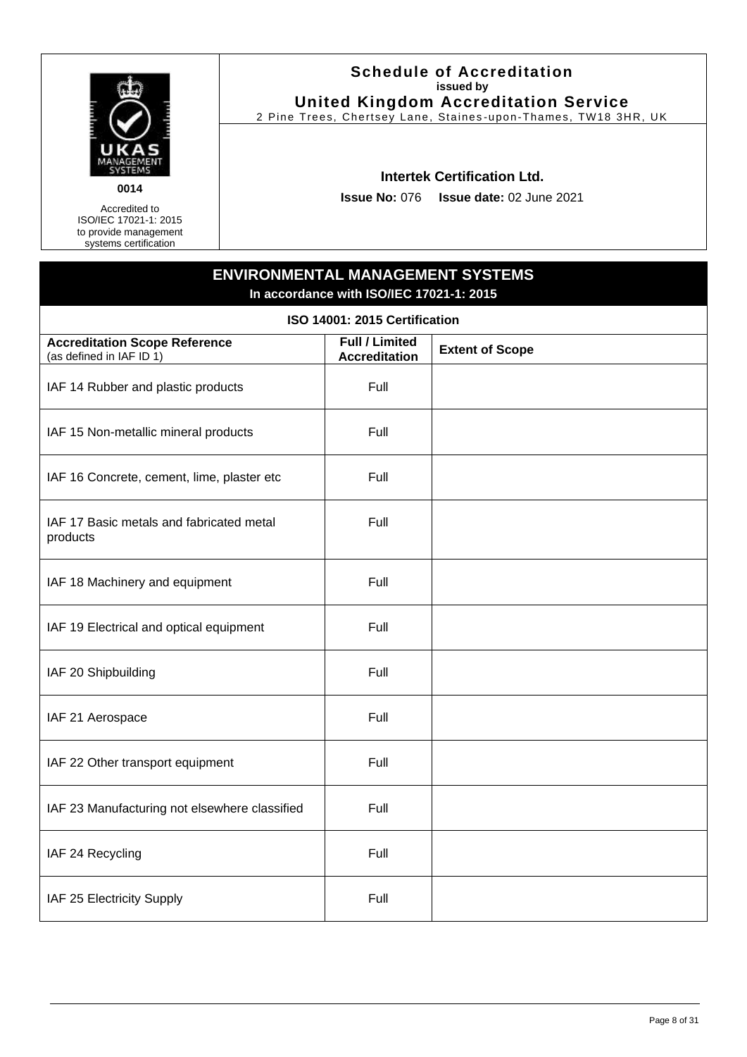| | **Schedule of Accreditation** issued by **United Kingdom Accreditation Service** 2 Pine Trees, Chertsey Lane, Staines-upon-Thames, TW18 3HR, UK |
|---|---|
| UKAS MANAGEMENT SYSTEMS **0014** Accredited to ISO/IEC 17021-1: 2015 to provide management systems certification | **Intertek Certification Ltd.** **Issue No:** 076 **Issue date:** 02 June 2021 |

## ENVIRONMENTAL MANAGEMENT SYSTEMS

**In accordance with ISO/IEC 17021-1: 2015**

**ISO 14001: 2015 Certification**

| **Accreditation Scope Reference** (as defined in IAF ID 1) | **Full / Limited Accreditation** | **Extent of Scope** |
|---|---|---|
| IAF 14 Rubber and plastic products | Full | |
| IAF 15 Non-metallic mineral products | Full | |
| IAF 16 Concrete, cement, lime, plaster etc | Full | |
| IAF 17 Basic metals and fabricated metal products | Full | |
| IAF 18 Machinery and equipment | Full | |
| IAF 19 Electrical and optical equipment | Full | |
| IAF 20 Shipbuilding | Full | |
| IAF 21 Aerospace | Full | |
| IAF 22 Other transport equipment | Full | |
| IAF 23 Manufacturing not elsewhere classified | Full | |
| IAF 24 Recycling | Full | |
| IAF 25 Electricity Supply | Full | |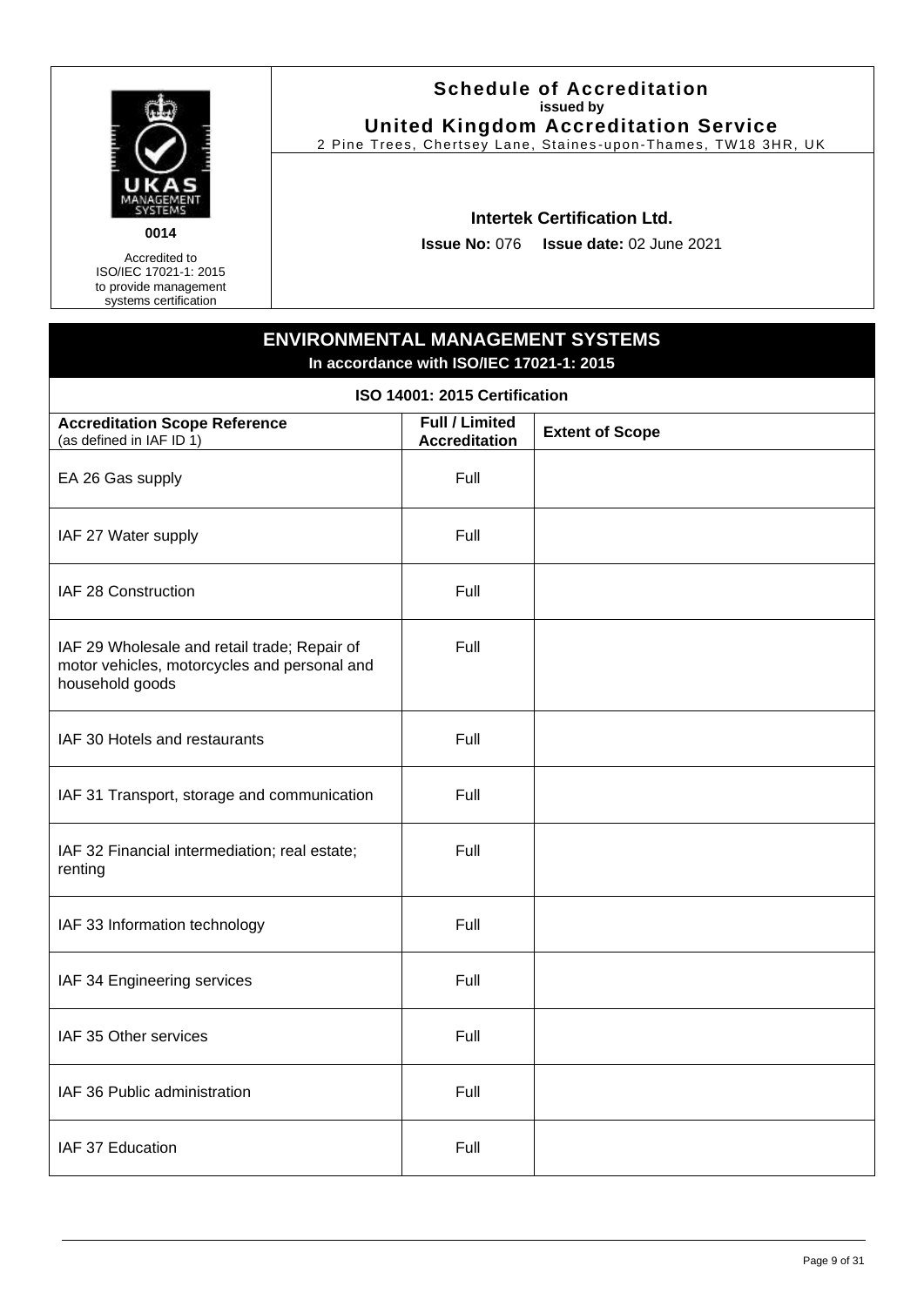0014

Accredited to ISO/IEC 17021-1: 2015 to provide management systems certification

**Schedule of Accreditation**
**issued by**
**United Kingdom Accreditation Service**
2 Pine Trees, Chertsey Lane, Staines-upon-Thames, TW18 3HR, UK

**Intertek Certification Ltd.**

**Issue No:** 076 **Issue date:** 02 June 2021

## ENVIRONMENTAL MANAGEMENT SYSTEMS

**In accordance with ISO/IEC 17021-1: 2015**

### ISO 14001: 2015 Certification

| **Accreditation Scope Reference** (as defined in IAF ID 1) | **Full / Limited Accreditation** | **Extent of Scope** |
|---|---|---|
| EA 26 Gas supply | Full | |
| IAF 27 Water supply | Full | |
| IAF 28 Construction | Full | |
| IAF 29 Wholesale and retail trade; Repair of motor vehicles, motorcycles and personal and household goods | Full | |
| IAF 30 Hotels and restaurants | Full | |
| IAF 31 Transport, storage and communication | Full | |
| IAF 32 Financial intermediation; real estate; renting | Full | |
| IAF 33 Information technology | Full | |
| IAF 34 Engineering services | Full | |
| IAF 35 Other services | Full | |
| IAF 36 Public administration | Full | |
| IAF 37 Education | Full | |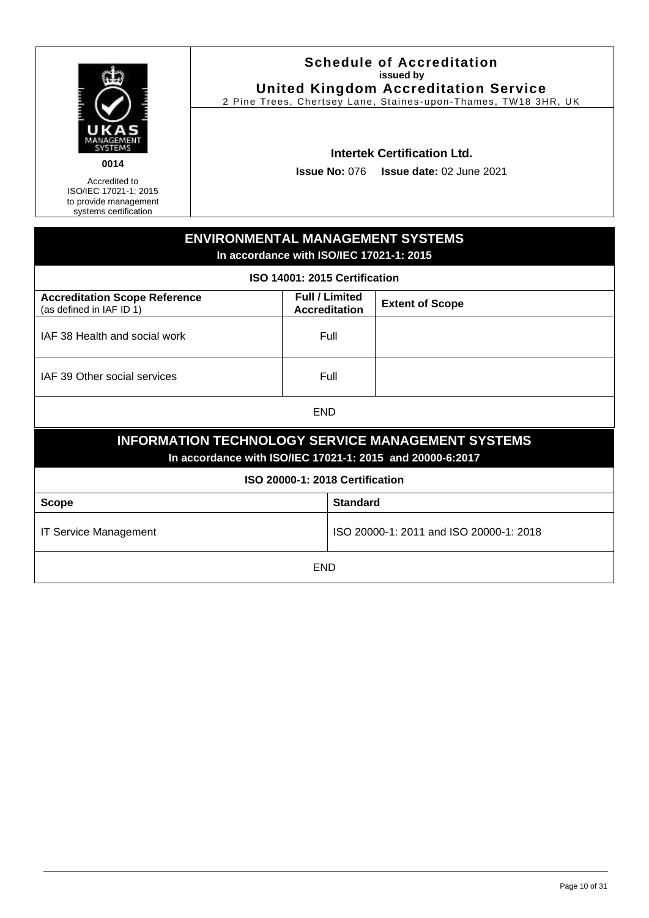**0014**

Accredited to ISO/IEC 17021-1: 2015 to provide management systems certification

# Schedule of Accreditation
**issued by**
## United Kingdom Accreditation Service
2 Pine Trees, Chertsey Lane, Staines-upon-Thames, TW18 3HR, UK

**Intertek Certification Ltd.**

**Issue No:** 076 **Issue date:** 02 June 2021

## ENVIRONMENTAL MANAGEMENT SYSTEMS
**In accordance with ISO/IEC 17021-1: 2015**

**ISO 14001: 2015 Certification**

| **Accreditation Scope Reference** (as defined in IAF ID 1) | **Full / Limited Accreditation** | **Extent of Scope** |
|---|---|---|
| IAF 38 Health and social work | Full | |
| IAF 39 Other social services | Full | |

END

## INFORMATION TECHNOLOGY SERVICE MANAGEMENT SYSTEMS
**In accordance with ISO/IEC 17021-1: 2015 and 20000-6:2017**

**ISO 20000-1: 2018 Certification**

| **Scope** | **Standard** |
|---|---|
| IT Service Management | ISO 20000-1: 2011 and ISO 20000-1: 2018 |

END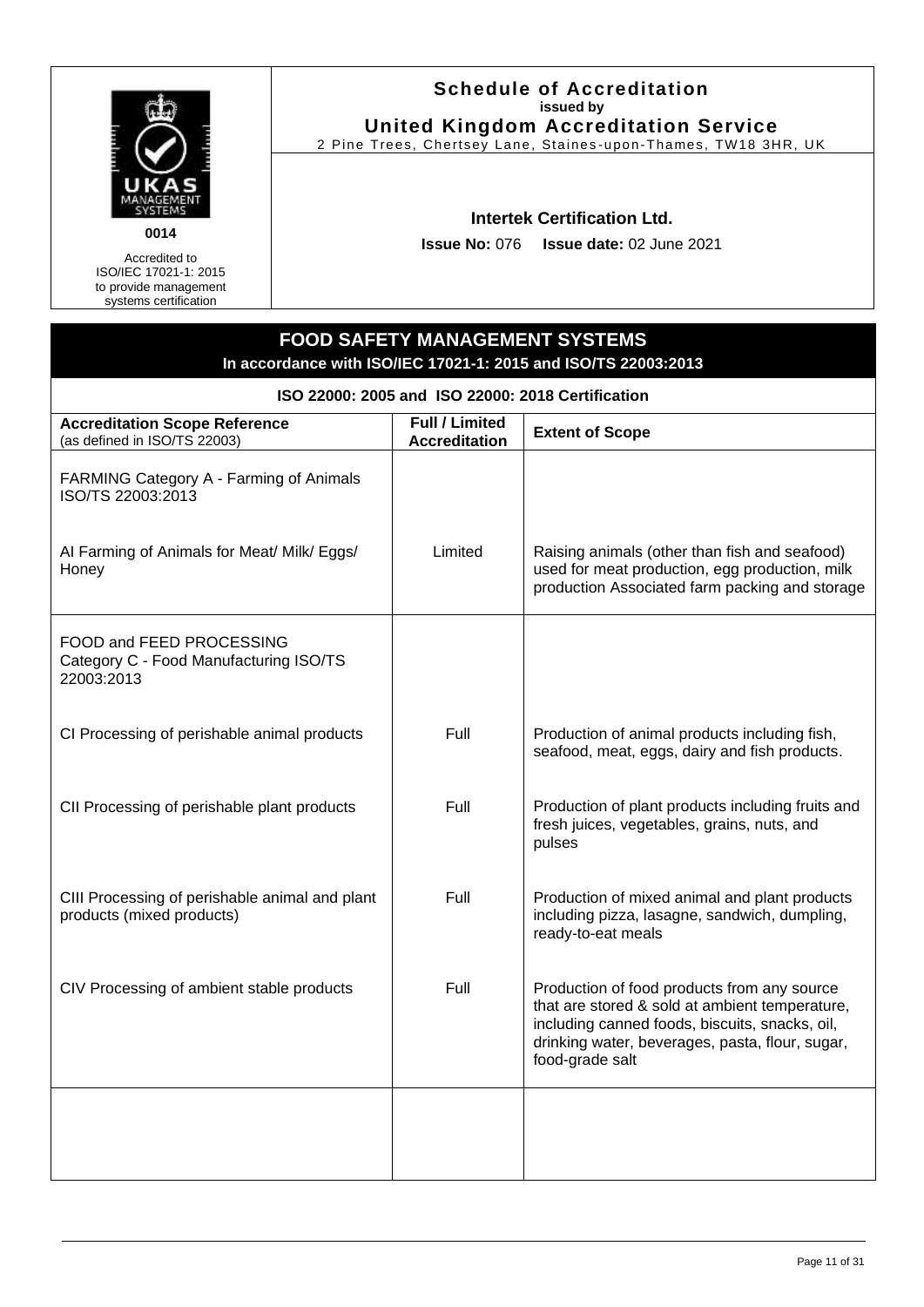| | |
|---|---|
| UKAS MANAGEMENT SYSTEMS<br>**0014**<br>Accredited to ISO/IEC 17021-1: 2015 to provide management systems certification | **Schedule of Accreditation**<br>**issued by**<br>**United Kingdom Accreditation Service**<br>2 Pine Trees, Chertsey Lane, Staines-upon-Thames, TW18 3HR, UK<br><br>**Intertek Certification Ltd.**<br>**Issue No:** 076 **Issue date:** 02 June 2021 |

## FOOD SAFETY MANAGEMENT SYSTEMS

**In accordance with ISO/IEC 17021-1: 2015 and ISO/TS 22003:2013**

**ISO 22000: 2005 and ISO 22000: 2018 Certification**

| **Accreditation Scope Reference** (as defined in ISO/TS 22003) | **Full / Limited Accreditation** | **Extent of Scope** |
|---|---|---|
| FARMING Category A - Farming of Animals ISO/TS 22003:2013 | | |
| AI Farming of Animals for Meat/ Milk/ Eggs/ Honey | Limited | Raising animals (other than fish and seafood) used for meat production, egg production, milk production Associated farm packing and storage |
| FOOD and FEED PROCESSING Category C - Food Manufacturing ISO/TS 22003:2013 | | |
| CI Processing of perishable animal products | Full | Production of animal products including fish, seafood, meat, eggs, dairy and fish products. |
| CII Processing of perishable plant products | Full | Production of plant products including fruits and fresh juices, vegetables, grains, nuts, and pulses |
| CIII Processing of perishable animal and plant products (mixed products) | Full | Production of mixed animal and plant products including pizza, lasagne, sandwich, dumpling, ready-to-eat meals |
| CIV Processing of ambient stable products | Full | Production of food products from any source that are stored & sold at ambient temperature, including canned foods, biscuits, snacks, oil, drinking water, beverages, pasta, flour, sugar, food-grade salt |
| | | |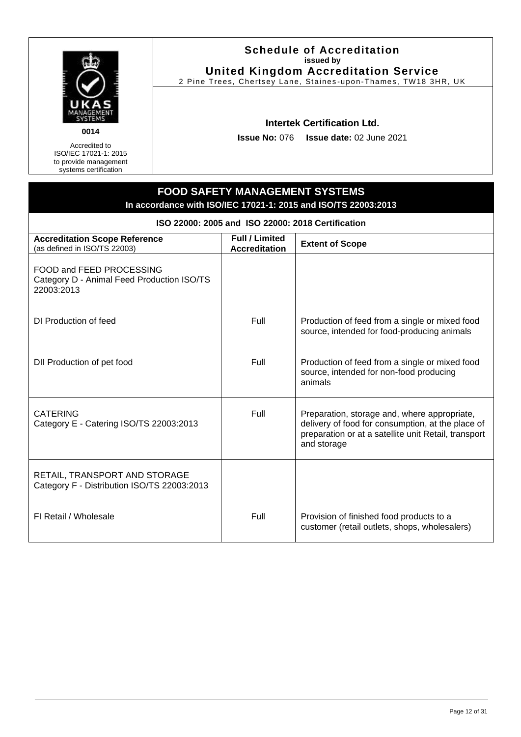| | **Schedule of Accreditation** issued by **United Kingdom Accreditation Service** 2 Pine Trees, Chertsey Lane, Staines-upon-Thames, TW18 3HR, UK |
|---|---|
| **0014** Accredited to ISO/IEC 17021-1: 2015 to provide management systems certification | **Intertek Certification Ltd.** **Issue No:** 076 **Issue date:** 02 June 2021 |

## FOOD SAFETY MANAGEMENT SYSTEMS

**In accordance with ISO/IEC 17021-1: 2015 and ISO/TS 22003:2013**

**ISO 22000: 2005 and ISO 22000: 2018 Certification**

| **Accreditation Scope Reference** (as defined in ISO/TS 22003) | **Full / Limited Accreditation** | **Extent of Scope** |
|---|---|---|
| FOOD and FEED PROCESSING Category D - Animal Feed Production ISO/TS 22003:2013 | | |
| DI Production of feed | Full | Production of feed from a single or mixed food source, intended for food-producing animals |
| DII Production of pet food | Full | Production of feed from a single or mixed food source, intended for non-food producing animals |
| CATERING Category E - Catering ISO/TS 22003:2013 | Full | Preparation, storage and, where appropriate, delivery of food for consumption, at the place of preparation or at a satellite unit Retail, transport and storage |
| RETAIL, TRANSPORT AND STORAGE Category F - Distribution ISO/TS 22003:2013 | | |
| FI Retail / Wholesale | Full | Provision of finished food products to a customer (retail outlets, shops, wholesalers) |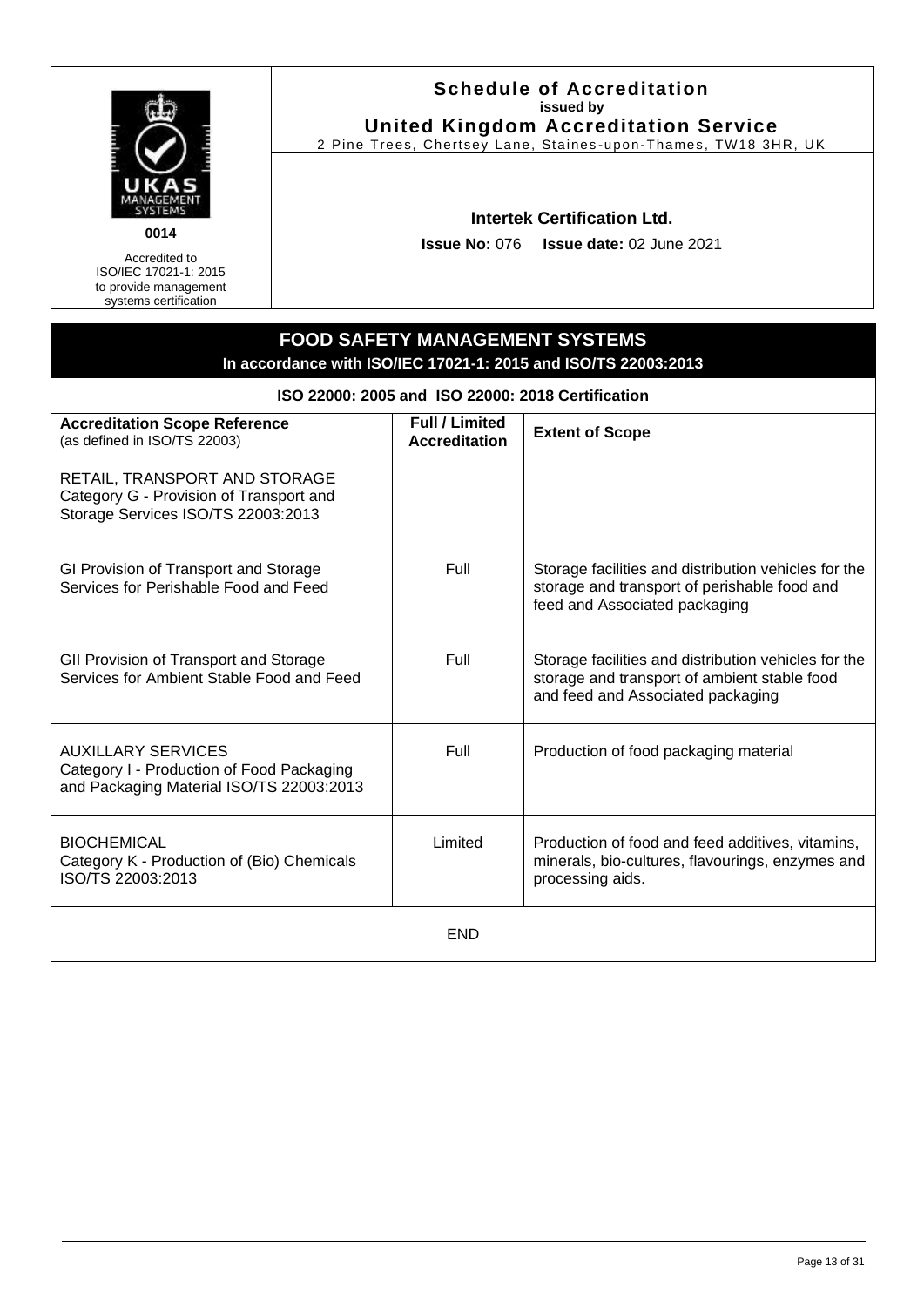**Schedule of Accreditation**
**issued by**
**United Kingdom Accreditation Service**
2 Pine Trees, Chertsey Lane, Staines-upon-Thames, TW18 3HR, UK

0014

Accredited to ISO/IEC 17021-1: 2015 to provide management systems certification

**Intertek Certification Ltd.**

**Issue No:** 076 **Issue date:** 02 June 2021

## FOOD SAFETY MANAGEMENT SYSTEMS

**In accordance with ISO/IEC 17021-1: 2015 and ISO/TS 22003:2013**

**ISO 22000: 2005 and ISO 22000: 2018 Certification**

| **Accreditation Scope Reference** (as defined in ISO/TS 22003) | **Full / Limited Accreditation** | **Extent of Scope** |
|---|---|---|
| RETAIL, TRANSPORT AND STORAGE<br>Category G - Provision of Transport and Storage Services ISO/TS 22003:2013 | | |
| GI Provision of Transport and Storage Services for Perishable Food and Feed | Full | Storage facilities and distribution vehicles for the storage and transport of perishable food and feed and Associated packaging |
| GII Provision of Transport and Storage Services for Ambient Stable Food and Feed | Full | Storage facilities and distribution vehicles for the storage and transport of ambient stable food and feed and Associated packaging |
| AUXILLARY SERVICES<br>Category I - Production of Food Packaging and Packaging Material ISO/TS 22003:2013 | Full | Production of food packaging material |
| BIOCHEMICAL<br>Category K - Production of (Bio) Chemicals ISO/TS 22003:2013 | Limited | Production of food and feed additives, vitamins, minerals, bio-cultures, flavourings, enzymes and processing aids. |

END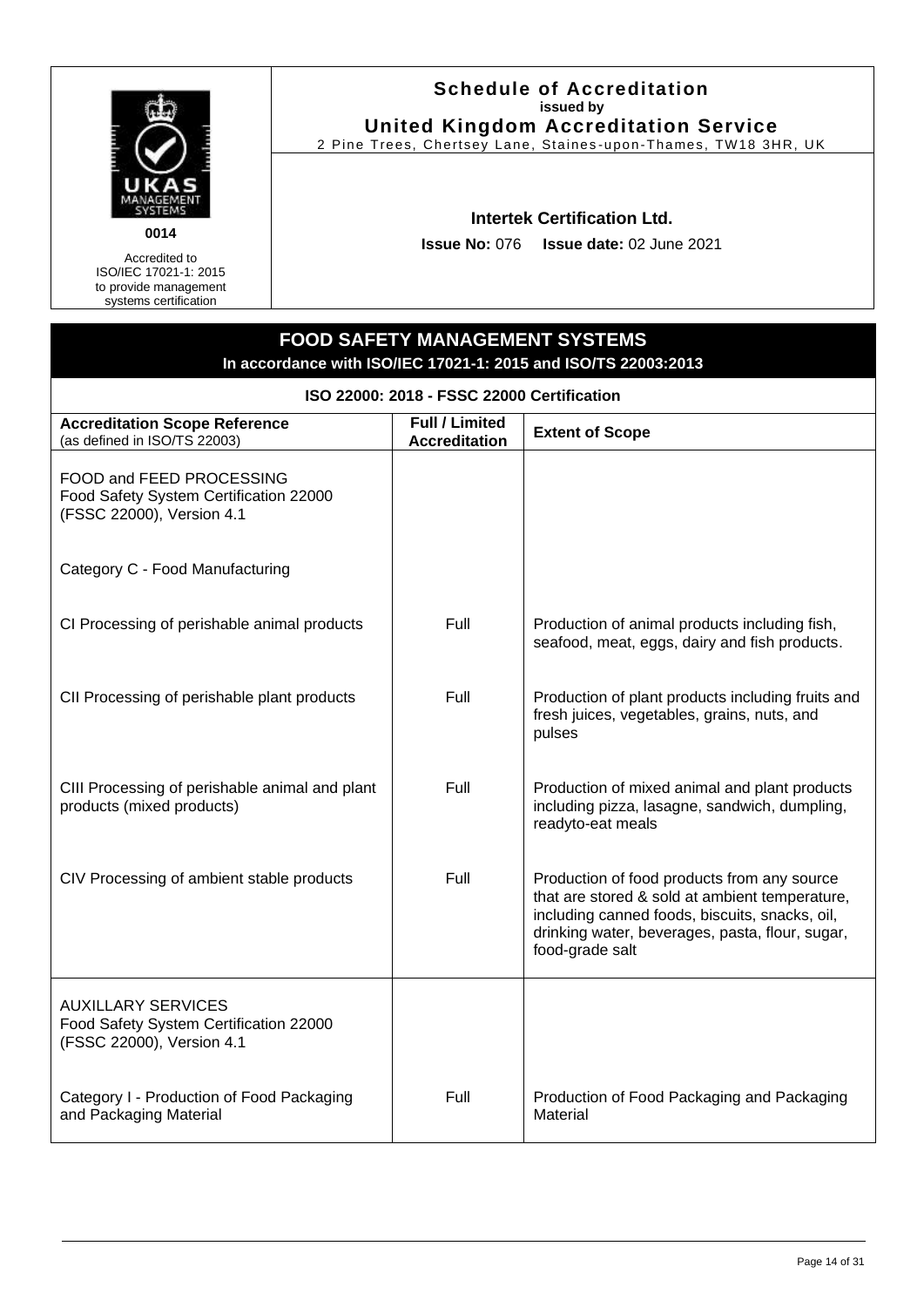**Schedule of Accreditation**
issued by
**United Kingdom Accreditation Service**
2 Pine Trees, Chertsey Lane, Staines-upon-Thames, TW18 3HR, UK

0014

Accredited to ISO/IEC 17021-1: 2015 to provide management systems certification

**Intertek Certification Ltd.**

**Issue No:** 076 **Issue date:** 02 June 2021

## FOOD SAFETY MANAGEMENT SYSTEMS

**In accordance with ISO/IEC 17021-1: 2015 and ISO/TS 22003:2013**

**ISO 22000: 2018 - FSSC 22000 Certification**

| **Accreditation Scope Reference** (as defined in ISO/TS 22003) | **Full / Limited Accreditation** | **Extent of Scope** |
|---|---|---|
| FOOD and FEED PROCESSING<br>Food Safety System Certification 22000 (FSSC 22000), Version 4.1<br><br>Category C - Food Manufacturing | | |
| CI Processing of perishable animal products | Full | Production of animal products including fish, seafood, meat, eggs, dairy and fish products. |
| CII Processing of perishable plant products | Full | Production of plant products including fruits and fresh juices, vegetables, grains, nuts, and pulses |
| CIII Processing of perishable animal and plant products (mixed products) | Full | Production of mixed animal and plant products including pizza, lasagne, sandwich, dumpling, readyto-eat meals |
| CIV Processing of ambient stable products | Full | Production of food products from any source that are stored & sold at ambient temperature, including canned foods, biscuits, snacks, oil, drinking water, beverages, pasta, flour, sugar, food-grade salt |
| AUXILLARY SERVICES<br>Food Safety System Certification 22000 (FSSC 22000), Version 4.1 | | |
| Category I - Production of Food Packaging and Packaging Material | Full | Production of Food Packaging and Packaging Material |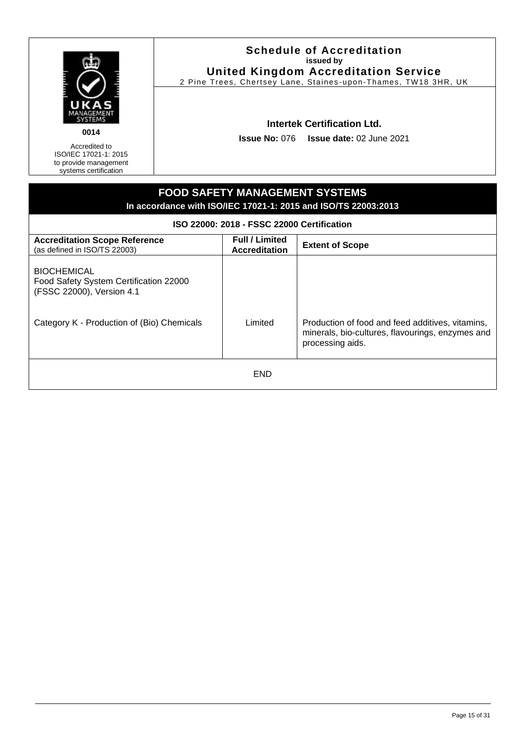UKAS MANAGEMENT SYSTEMS

0014

Accredited to ISO/IEC 17021-1: 2015 to provide management systems certification

## Schedule of Accreditation
**issued by**
## United Kingdom Accreditation Service
2 Pine Trees, Chertsey Lane, Staines-upon-Thames, TW18 3HR, UK

**Intertek Certification Ltd.**

**Issue No:** 076 **Issue date:** 02 June 2021

## FOOD SAFETY MANAGEMENT SYSTEMS
**In accordance with ISO/IEC 17021-1: 2015 and ISO/TS 22003:2013**

**ISO 22000: 2018 - FSSC 22000 Certification**

| **Accreditation Scope Reference** (as defined in ISO/TS 22003) | **Full / Limited Accreditation** | **Extent of Scope** |
|---|---|---|
| BIOCHEMICAL<br>Food Safety System Certification 22000 (FSSC 22000), Version 4.1<br><br>Category K - Production of (Bio) Chemicals | Limited | Production of food and feed additives, vitamins, minerals, bio-cultures, flavourings, enzymes and processing aids. |
| END | | |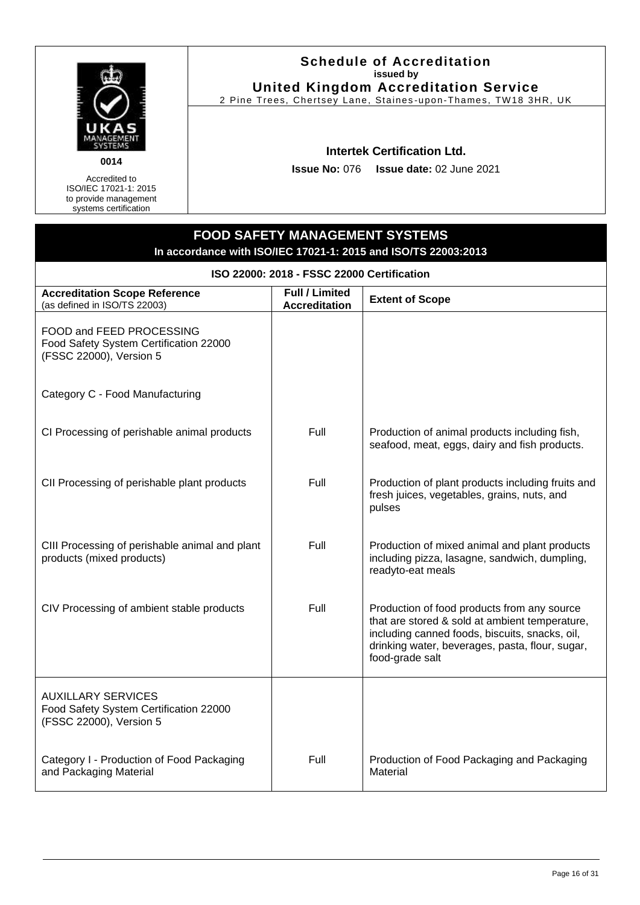UKAS MANAGEMENT SYSTEMS

0014

Accredited to ISO/IEC 17021-1: 2015 to provide management systems certification

**Schedule of Accreditation**
**issued by**
**United Kingdom Accreditation Service**
2 Pine Trees, Chertsey Lane, Staines-upon-Thames, TW18 3HR, UK

**Intertek Certification Ltd.**

**Issue No:** 076 **Issue date:** 02 June 2021

## FOOD SAFETY MANAGEMENT SYSTEMS

**In accordance with ISO/IEC 17021-1: 2015 and ISO/TS 22003:2013**

### ISO 22000: 2018 - FSSC 22000 Certification

| **Accreditation Scope Reference** (as defined in ISO/TS 22003) | **Full / Limited Accreditation** | **Extent of Scope** |
|---|---|---|
| FOOD and FEED PROCESSING<br>Food Safety System Certification 22000 (FSSC 22000), Version 5<br><br>Category C - Food Manufacturing | | |
| CI Processing of perishable animal products | Full | Production of animal products including fish, seafood, meat, eggs, dairy and fish products. |
| CII Processing of perishable plant products | Full | Production of plant products including fruits and fresh juices, vegetables, grains, nuts, and pulses |
| CIII Processing of perishable animal and plant products (mixed products) | Full | Production of mixed animal and plant products including pizza, lasagne, sandwich, dumpling, readyto-eat meals |
| CIV Processing of ambient stable products | Full | Production of food products from any source that are stored & sold at ambient temperature, including canned foods, biscuits, snacks, oil, drinking water, beverages, pasta, flour, sugar, food-grade salt |
| AUXILLARY SERVICES<br>Food Safety System Certification 22000 (FSSC 22000), Version 5 | | |
| Category I - Production of Food Packaging and Packaging Material | Full | Production of Food Packaging and Packaging Material |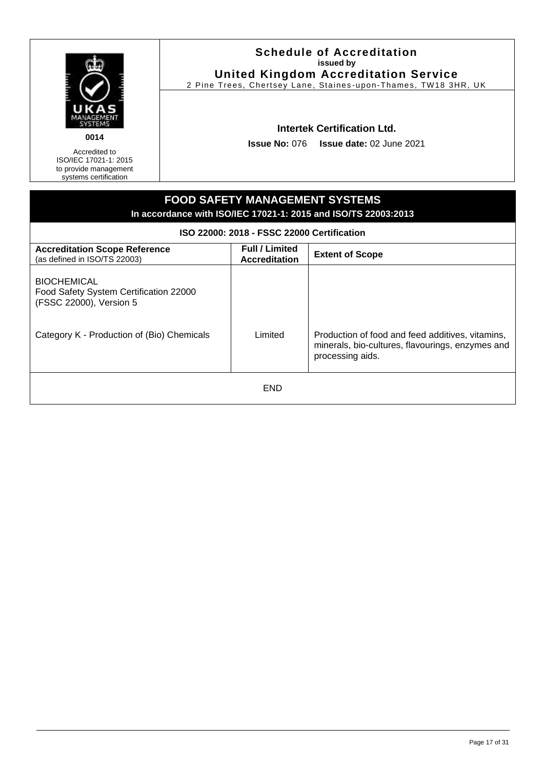| | **Schedule of Accreditation**<br>**issued by**<br>**United Kingdom Accreditation Service**<br>2 Pine Trees, Chertsey Lane, Staines-upon-Thames, TW18 3HR, UK |
|---|---|
| UKAS MANAGEMENT SYSTEMS<br>**0014**<br>Accredited to ISO/IEC 17021-1: 2015 to provide management systems certification | **Intertek Certification Ltd.**<br>**Issue No:** 076 **Issue date:** 02 June 2021 |

## FOOD SAFETY MANAGEMENT SYSTEMS

**In accordance with ISO/IEC 17021-1: 2015 and ISO/TS 22003:2013**

**ISO 22000: 2018 - FSSC 22000 Certification**

| **Accreditation Scope Reference** (as defined in ISO/TS 22003) | **Full / Limited Accreditation** | **Extent of Scope** |
|---|---|---|
| BIOCHEMICAL<br>Food Safety System Certification 22000 (FSSC 22000), Version 5 | | |
| Category K - Production of (Bio) Chemicals | Limited | Production of food and feed additives, vitamins, minerals, bio-cultures, flavourings, enzymes and processing aids. |

END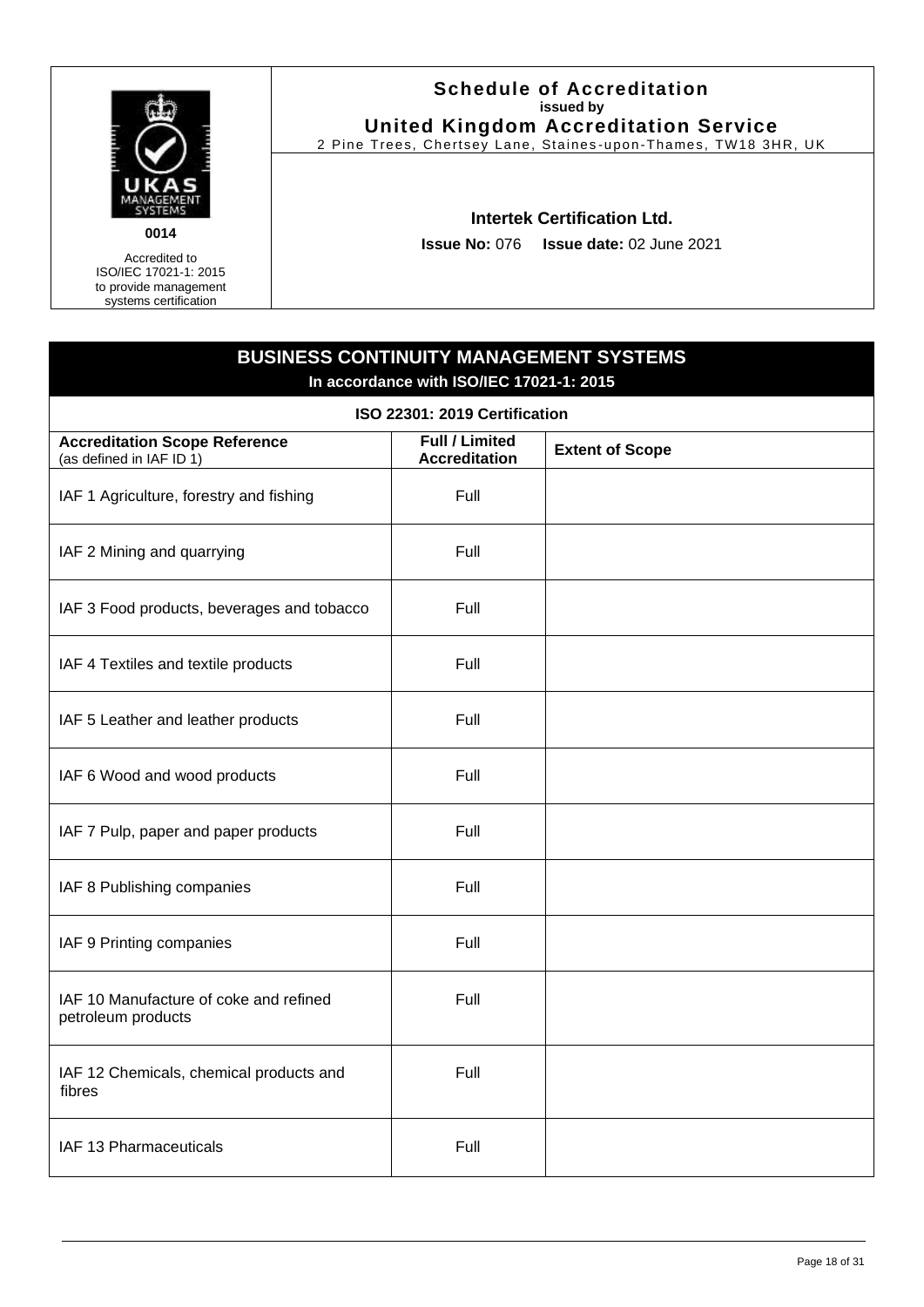**Schedule of Accreditation**
**issued by**
**United Kingdom Accreditation Service**
2 Pine Trees, Chertsey Lane, Staines-upon-Thames, TW18 3HR, UK

0014

Accredited to ISO/IEC 17021-1: 2015 to provide management systems certification

**Intertek Certification Ltd.**

**Issue No:** 076 **Issue date:** 02 June 2021

## BUSINESS CONTINUITY MANAGEMENT SYSTEMS

**In accordance with ISO/IEC 17021-1: 2015**

**ISO 22301: 2019 Certification**

| **Accreditation Scope Reference** (as defined in IAF ID 1) | **Full / Limited Accreditation** | **Extent of Scope** |
| --- | --- | --- |
| IAF 1 Agriculture, forestry and fishing | Full | |
| IAF 2 Mining and quarrying | Full | |
| IAF 3 Food products, beverages and tobacco | Full | |
| IAF 4 Textiles and textile products | Full | |
| IAF 5 Leather and leather products | Full | |
| IAF 6 Wood and wood products | Full | |
| IAF 7 Pulp, paper and paper products | Full | |
| IAF 8 Publishing companies | Full | |
| IAF 9 Printing companies | Full | |
| IAF 10 Manufacture of coke and refined petroleum products | Full | |
| IAF 12 Chemicals, chemical products and fibres | Full | |
| IAF 13 Pharmaceuticals | Full | |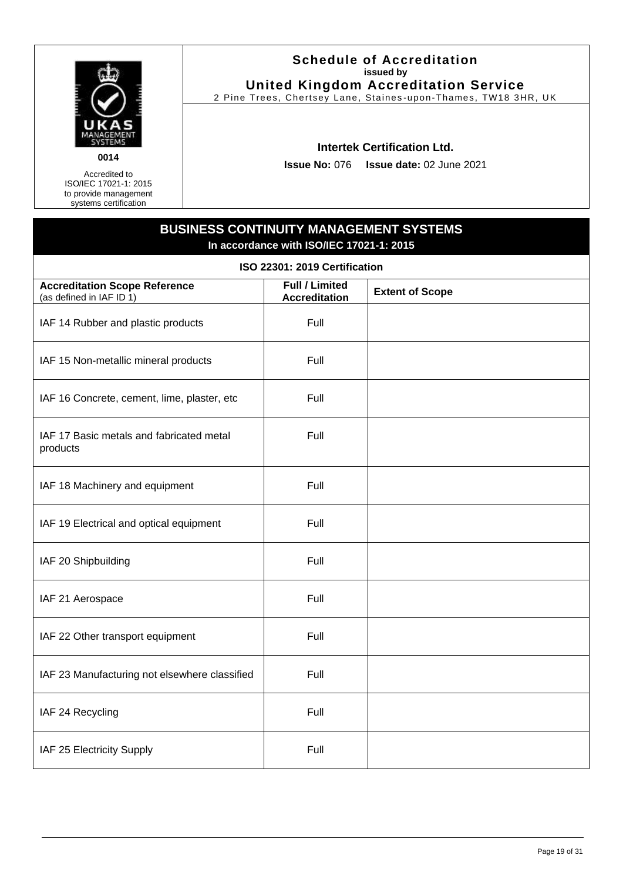**0014**

Accredited to ISO/IEC 17021-1: 2015 to provide management systems certification

**Schedule of Accreditation**
**issued by**
**United Kingdom Accreditation Service**
2 Pine Trees, Chertsey Lane, Staines-upon-Thames, TW18 3HR, UK

**Intertek Certification Ltd.**

**Issue No:** 076 **Issue date:** 02 June 2021

## BUSINESS CONTINUITY MANAGEMENT SYSTEMS

**In accordance with ISO/IEC 17021-1: 2015**

### ISO 22301: 2019 Certification

| **Accreditation Scope Reference** (as defined in IAF ID 1) | **Full / Limited Accreditation** | **Extent of Scope** |
|---|---|---|
| IAF 14 Rubber and plastic products | Full | |
| IAF 15 Non-metallic mineral products | Full | |
| IAF 16 Concrete, cement, lime, plaster, etc | Full | |
| IAF 17 Basic metals and fabricated metal products | Full | |
| IAF 18 Machinery and equipment | Full | |
| IAF 19 Electrical and optical equipment | Full | |
| IAF 20 Shipbuilding | Full | |
| IAF 21 Aerospace | Full | |
| IAF 22 Other transport equipment | Full | |
| IAF 23 Manufacturing not elsewhere classified | Full | |
| IAF 24 Recycling | Full | |
| IAF 25 Electricity Supply | Full | |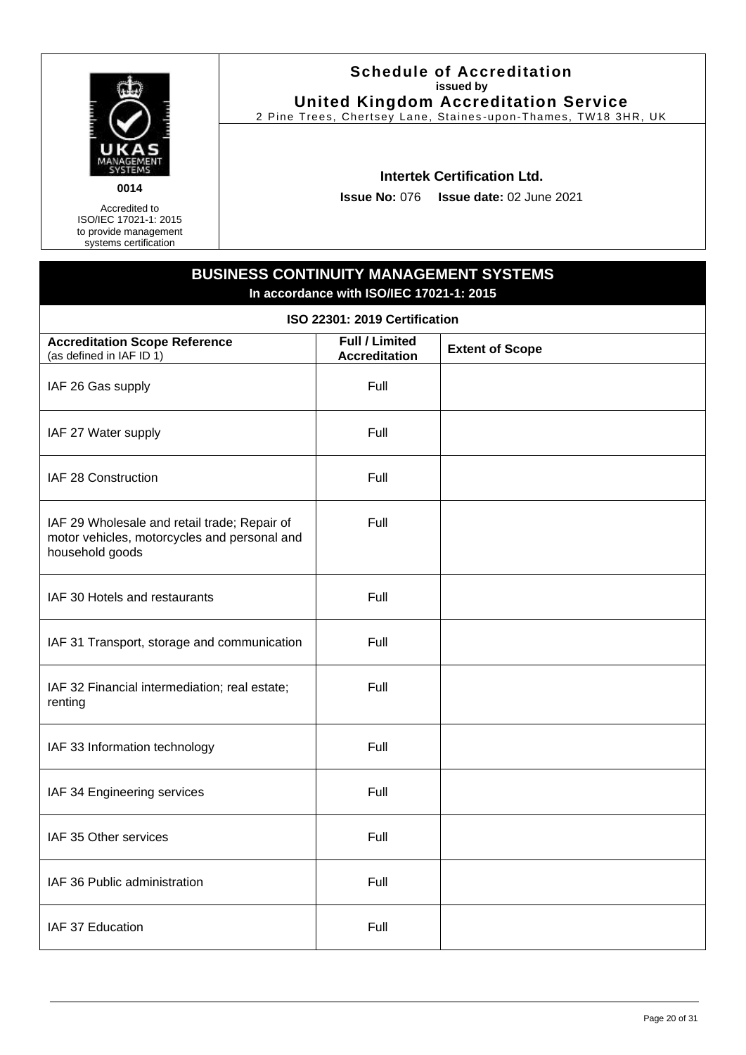**UKAS MANAGEMENT SYSTEMS**

**0014**

Accredited to ISO/IEC 17021-1: 2015 to provide management systems certification

## Schedule of Accreditation
**issued by**
**United Kingdom Accreditation Service**
2 Pine Trees, Chertsey Lane, Staines-upon-Thames, TW18 3HR, UK

**Intertek Certification Ltd.**

**Issue No:** 076 **Issue date:** 02 June 2021

## BUSINESS CONTINUITY MANAGEMENT SYSTEMS
**In accordance with ISO/IEC 17021-1: 2015**

**ISO 22301: 2019 Certification**

| **Accreditation Scope Reference** (as defined in IAF ID 1) | **Full / Limited Accreditation** | **Extent of Scope** |
|---|---|---|
| IAF 26 Gas supply | Full | |
| IAF 27 Water supply | Full | |
| IAF 28 Construction | Full | |
| IAF 29 Wholesale and retail trade; Repair of motor vehicles, motorcycles and personal and household goods | Full | |
| IAF 30 Hotels and restaurants | Full | |
| IAF 31 Transport, storage and communication | Full | |
| IAF 32 Financial intermediation; real estate; renting | Full | |
| IAF 33 Information technology | Full | |
| IAF 34 Engineering services | Full | |
| IAF 35 Other services | Full | |
| IAF 36 Public administration | Full | |
| IAF 37 Education | Full | |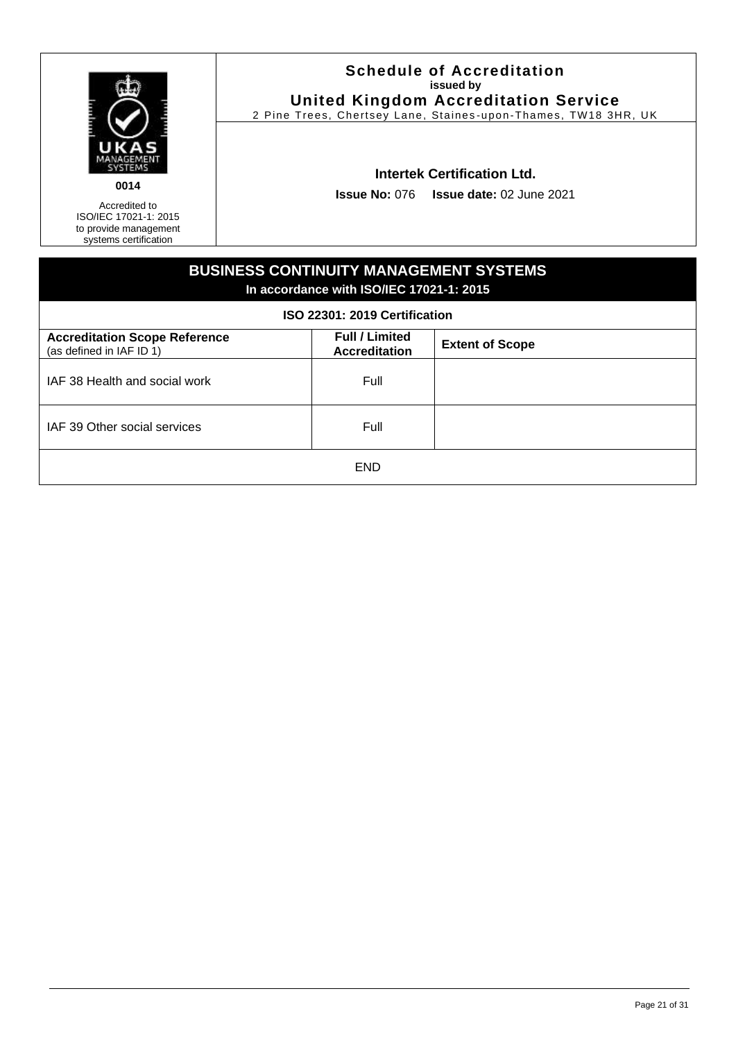| | Schedule of Accreditation<br>issued by<br>United Kingdom Accreditation Service<br>2 Pine Trees, Chertsey Lane, Staines-upon-Thames, TW18 3HR, UK |
|---|---|
| 0014<br>Accredited to ISO/IEC 17021-1: 2015 to provide management systems certification | **Intertek Certification Ltd.**<br>**Issue No:** 076 **Issue date:** 02 June 2021 |

## BUSINESS CONTINUITY MANAGEMENT SYSTEMS

**In accordance with ISO/IEC 17021-1: 2015**

**ISO 22301: 2019 Certification**

| **Accreditation Scope Reference** (as defined in IAF ID 1) | **Full / Limited Accreditation** | **Extent of Scope** |
|---|---|---|
| IAF 38 Health and social work | Full | |
| IAF 39 Other social services | Full | |

END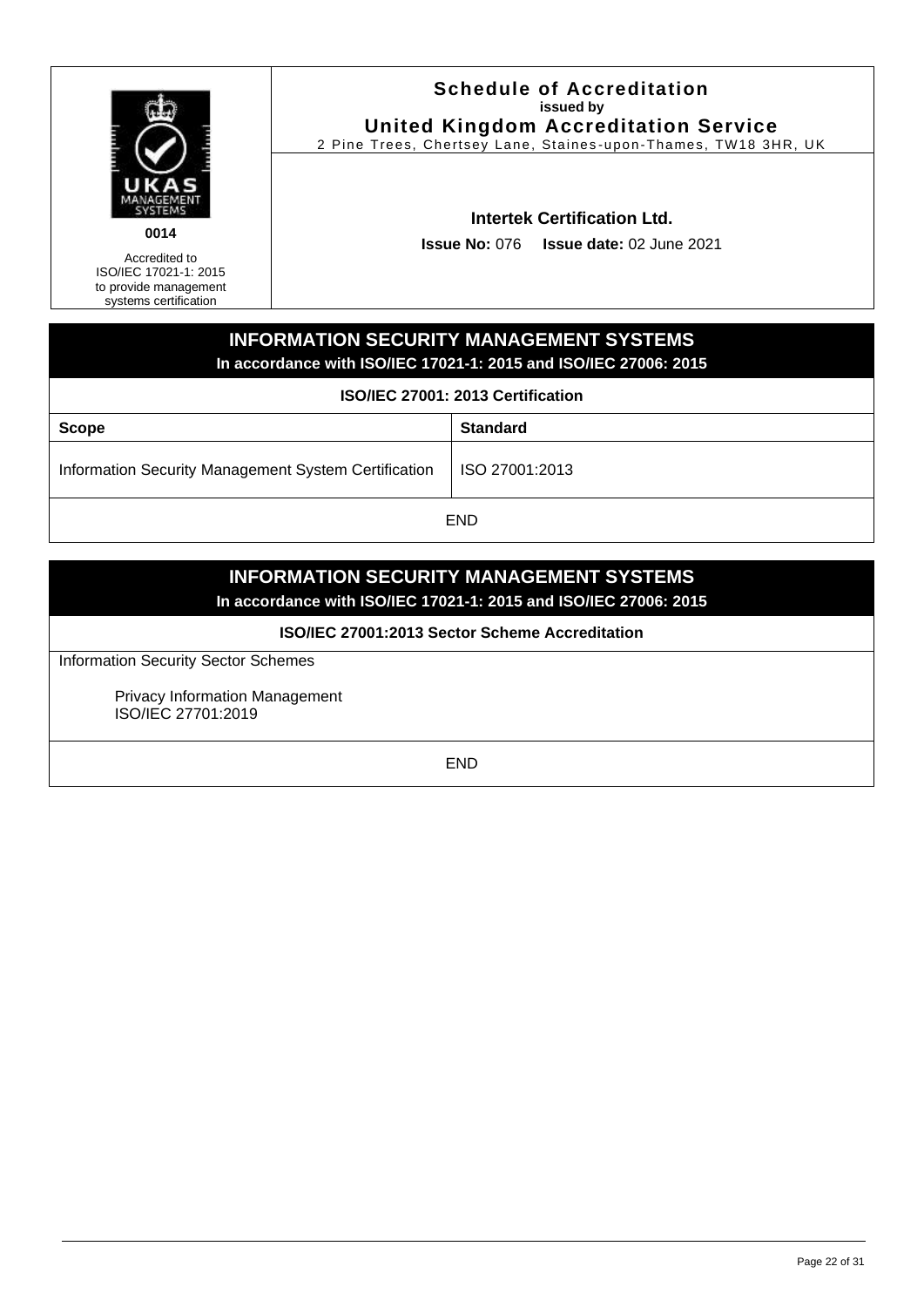| | Schedule of Accreditation<br>issued by<br>United Kingdom Accreditation Service<br>2 Pine Trees, Chertsey Lane, Staines-upon-Thames, TW18 3HR, UK |
|---|---|
| UKAS MANAGEMENT SYSTEMS<br>0014<br>Accredited to ISO/IEC 17021-1: 2015 to provide management systems certification | **Intertek Certification Ltd.**<br>**Issue No:** 076 **Issue date:** 02 June 2021 |

## INFORMATION SECURITY MANAGEMENT SYSTEMS

**In accordance with ISO/IEC 17021-1: 2015 and ISO/IEC 27006: 2015**

**ISO/IEC 27001: 2013 Certification**

| Scope | Standard |
|---|---|
| Information Security Management System Certification | ISO 27001:2013 |

END

## INFORMATION SECURITY MANAGEMENT SYSTEMS

**In accordance with ISO/IEC 17021-1: 2015 and ISO/IEC 27006: 2015**

**ISO/IEC 27001:2013 Sector Scheme Accreditation**

Information Security Sector Schemes

Privacy Information Management
ISO/IEC 27701:2019

END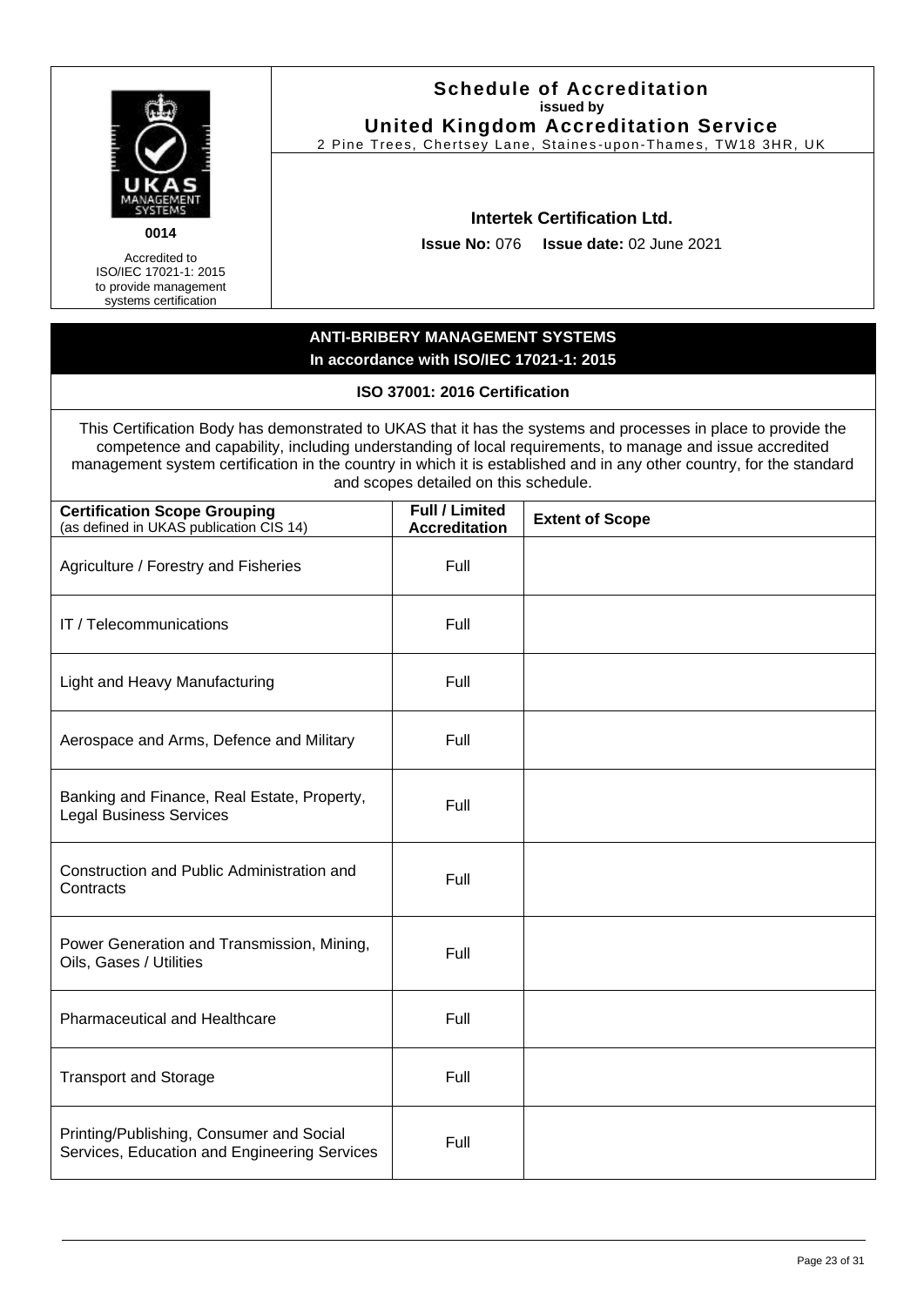0014

Accredited to ISO/IEC 17021-1: 2015 to provide management systems certification

**Schedule of Accreditation**
**issued by**
**United Kingdom Accreditation Service**
2 Pine Trees, Chertsey Lane, Staines-upon-Thames, TW18 3HR, UK

**Intertek Certification Ltd.**

**Issue No:** 076 **Issue date:** 02 June 2021

## ANTI-BRIBERY MANAGEMENT SYSTEMS
**In accordance with ISO/IEC 17021-1: 2015**

### ISO 37001: 2016 Certification

This Certification Body has demonstrated to UKAS that it has the systems and processes in place to provide the competence and capability, including understanding of local requirements, to manage and issue accredited management system certification in the country in which it is established and in any other country, for the standard and scopes detailed on this schedule.

| **Certification Scope Grouping** (as defined in UKAS publication CIS 14) | **Full / Limited Accreditation** | **Extent of Scope** |
|---|---|---|
| Agriculture / Forestry and Fisheries | Full | |
| IT / Telecommunications | Full | |
| Light and Heavy Manufacturing | Full | |
| Aerospace and Arms, Defence and Military | Full | |
| Banking and Finance, Real Estate, Property, Legal Business Services | Full | |
| Construction and Public Administration and Contracts | Full | |
| Power Generation and Transmission, Mining, Oils, Gases / Utilities | Full | |
| Pharmaceutical and Healthcare | Full | |
| Transport and Storage | Full | |
| Printing/Publishing, Consumer and Social Services, Education and Engineering Services | Full | |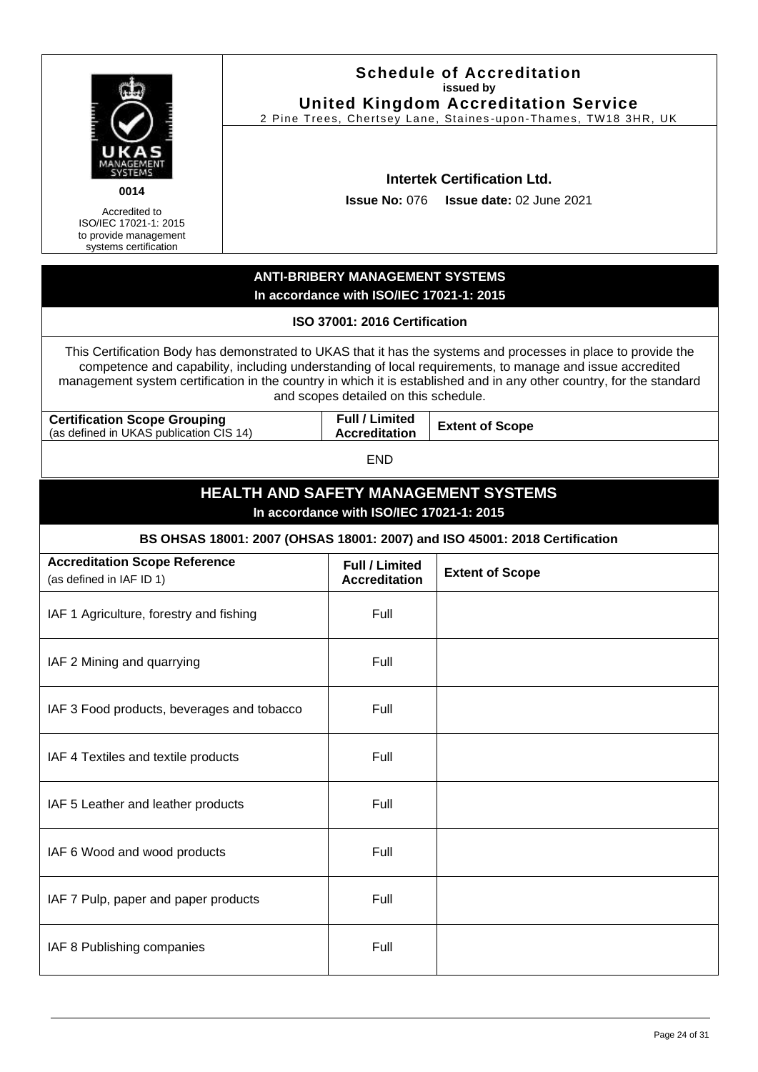| 0014<br>Accredited to ISO/IEC 17021-1: 2015 to provide management systems certification | **Schedule of Accreditation**<br>**issued by**<br>**United Kingdom Accreditation Service**<br>2 Pine Trees, Chertsey Lane, Staines-upon-Thames, TW18 3HR, UK<br><br>**Intertek Certification Ltd.**<br>**Issue No:** 076 **Issue date:** 02 June 2021 |
|---|---|

## ANTI-BRIBERY MANAGEMENT SYSTEMS
**In accordance with ISO/IEC 17021-1: 2015**

**ISO 37001: 2016 Certification**

This Certification Body has demonstrated to UKAS that it has the systems and processes in place to provide the competence and capability, including understanding of local requirements, to manage and issue accredited management system certification in the country in which it is established and in any other country, for the standard and scopes detailed on this schedule.

| **Certification Scope Grouping** (as defined in UKAS publication CIS 14) | **Full / Limited Accreditation** | **Extent of Scope** |
|---|---|---|
| | END | |

## HEALTH AND SAFETY MANAGEMENT SYSTEMS
**In accordance with ISO/IEC 17021-1: 2015**

**BS OHSAS 18001: 2007 (OHSAS 18001: 2007) and ISO 45001: 2018 Certification**

| **Accreditation Scope Reference** (as defined in IAF ID 1) | **Full / Limited Accreditation** | **Extent of Scope** |
|---|---|---|
| IAF 1 Agriculture, forestry and fishing | Full | |
| IAF 2 Mining and quarrying | Full | |
| IAF 3 Food products, beverages and tobacco | Full | |
| IAF 4 Textiles and textile products | Full | |
| IAF 5 Leather and leather products | Full | |
| IAF 6 Wood and wood products | Full | |
| IAF 7 Pulp, paper and paper products | Full | |
| IAF 8 Publishing companies | Full | |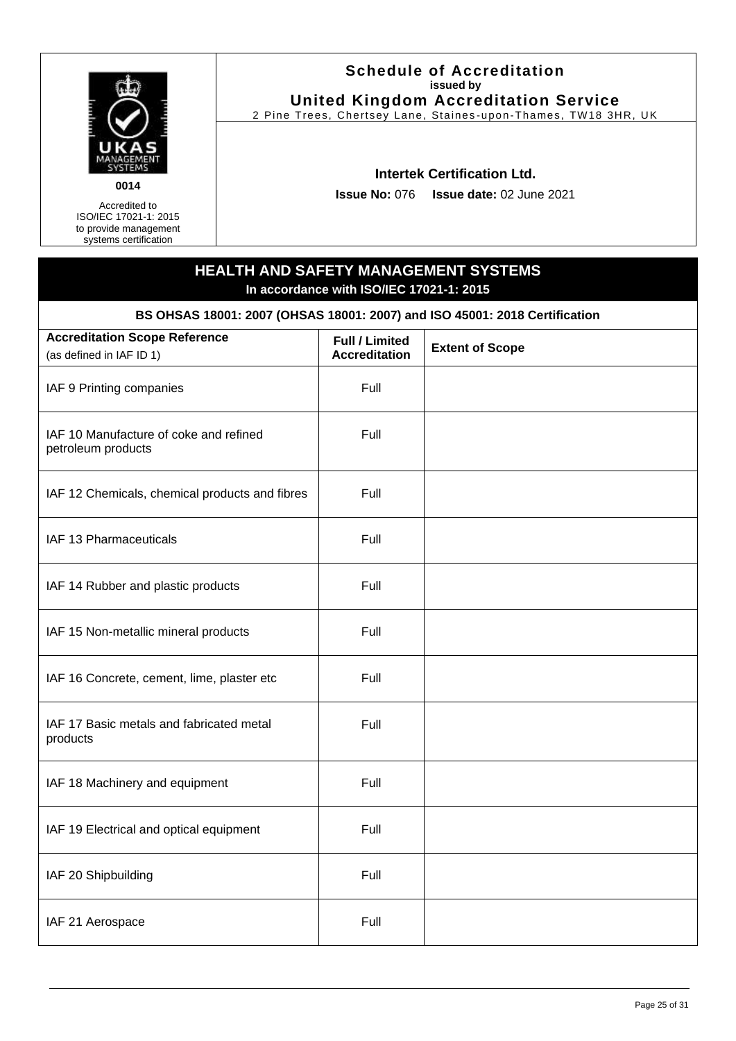UKAS MANAGEMENT SYSTEMS

0014

Accredited to ISO/IEC 17021-1: 2015 to provide management systems certification

**Schedule of Accreditation**
**issued by**
**United Kingdom Accreditation Service**
2 Pine Trees, Chertsey Lane, Staines-upon-Thames, TW18 3HR, UK

**Intertek Certification Ltd.**

**Issue No:** 076 **Issue date:** 02 June 2021

## HEALTH AND SAFETY MANAGEMENT SYSTEMS
**In accordance with ISO/IEC 17021-1: 2015**

**BS OHSAS 18001: 2007 (OHSAS 18001: 2007) and ISO 45001: 2018 Certification**

| Accreditation Scope Reference (as defined in IAF ID 1) | Full / Limited Accreditation | Extent of Scope |
|---|---|---|
| IAF 9 Printing companies | Full | |
| IAF 10 Manufacture of coke and refined petroleum products | Full | |
| IAF 12 Chemicals, chemical products and fibres | Full | |
| IAF 13 Pharmaceuticals | Full | |
| IAF 14 Rubber and plastic products | Full | |
| IAF 15 Non-metallic mineral products | Full | |
| IAF 16 Concrete, cement, lime, plaster etc | Full | |
| IAF 17 Basic metals and fabricated metal products | Full | |
| IAF 18 Machinery and equipment | Full | |
| IAF 19 Electrical and optical equipment | Full | |
| IAF 20 Shipbuilding | Full | |
| IAF 21 Aerospace | Full | |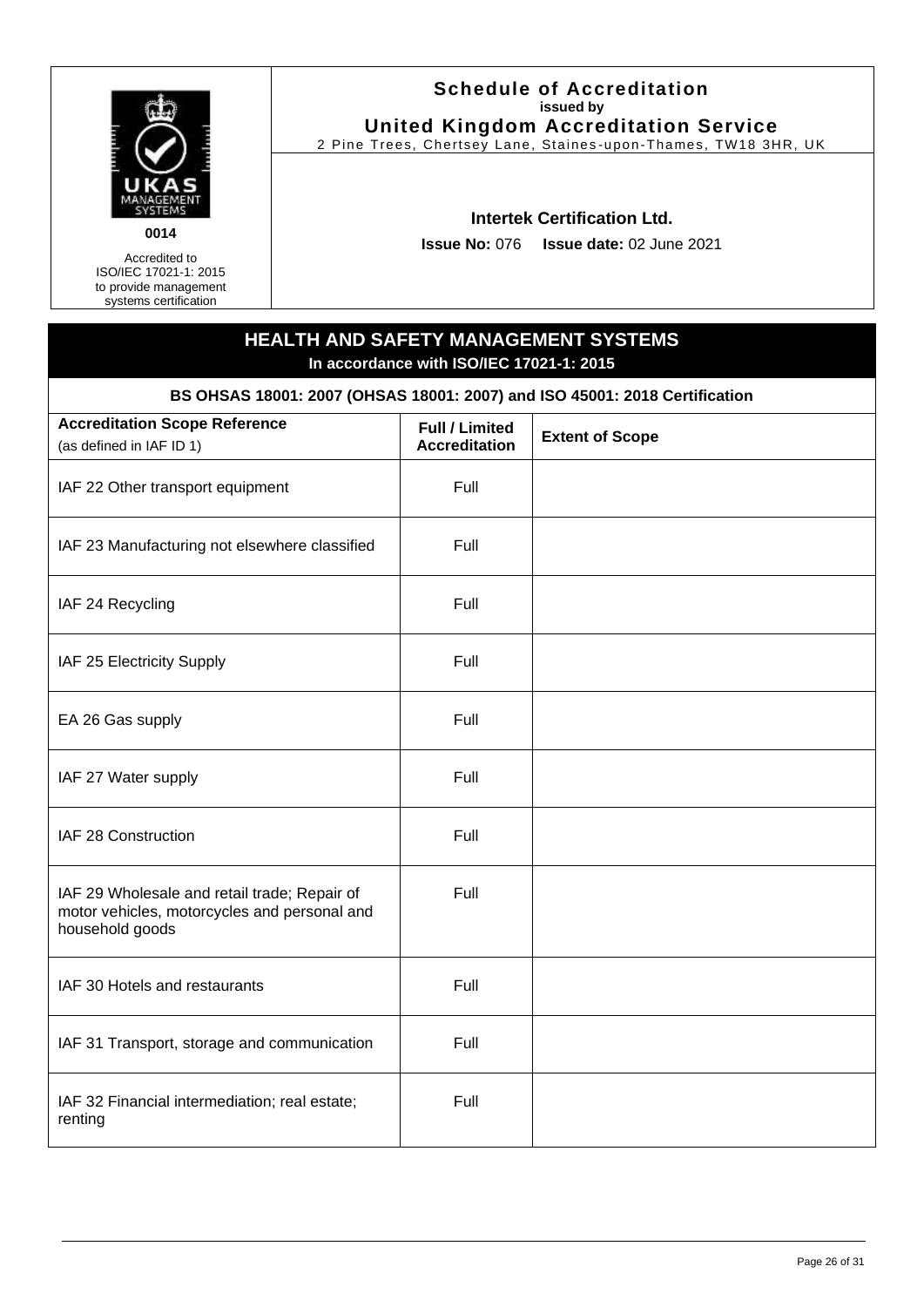UKAS MANAGEMENT SYSTEMS

0014

Accredited to ISO/IEC 17021-1: 2015 to provide management systems certification

**Schedule of Accreditation**
**issued by**
**United Kingdom Accreditation Service**
2 Pine Trees, Chertsey Lane, Staines-upon-Thames, TW18 3HR, UK

**Intertek Certification Ltd.**

**Issue No:** 076 **Issue date:** 02 June 2021

## HEALTH AND SAFETY MANAGEMENT SYSTEMS

**In accordance with ISO/IEC 17021-1: 2015**

### BS OHSAS 18001: 2007 (OHSAS 18001: 2007) and ISO 45001: 2018 Certification

| Accreditation Scope Reference (as defined in IAF ID 1) | Full / Limited Accreditation | Extent of Scope |
|---|---|---|
| IAF 22 Other transport equipment | Full | |
| IAF 23 Manufacturing not elsewhere classified | Full | |
| IAF 24 Recycling | Full | |
| IAF 25 Electricity Supply | Full | |
| EA 26 Gas supply | Full | |
| IAF 27 Water supply | Full | |
| IAF 28 Construction | Full | |
| IAF 29 Wholesale and retail trade; Repair of motor vehicles, motorcycles and personal and household goods | Full | |
| IAF 30 Hotels and restaurants | Full | |
| IAF 31 Transport, storage and communication | Full | |
| IAF 32 Financial intermediation; real estate; renting | Full | |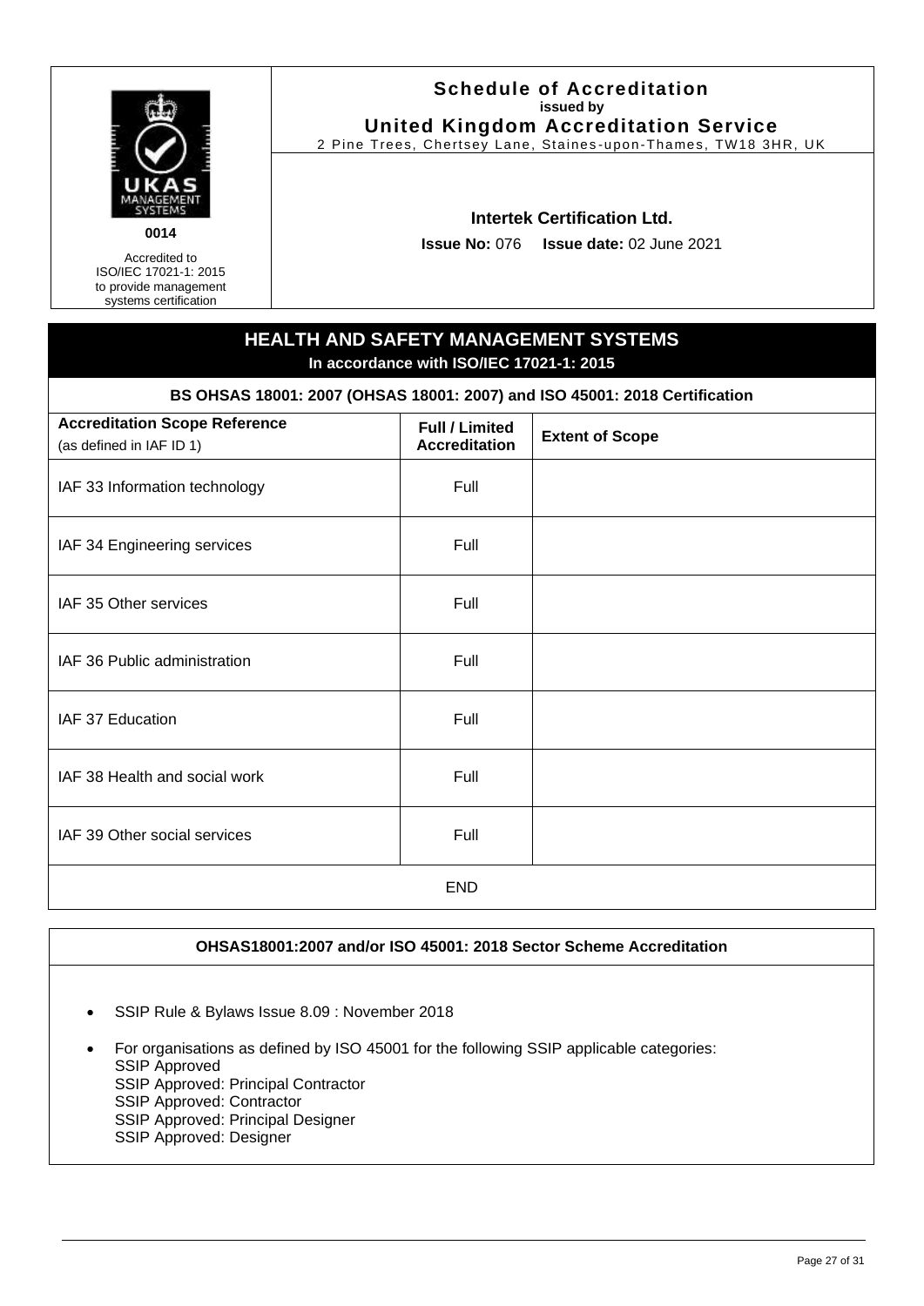0014

Accredited to ISO/IEC 17021-1: 2015 to provide management systems certification

**Schedule of Accreditation**
**issued by**
**United Kingdom Accreditation Service**
2 Pine Trees, Chertsey Lane, Staines-upon-Thames, TW18 3HR, UK

**Intertek Certification Ltd.**

**Issue No:** 076 **Issue date:** 02 June 2021

## HEALTH AND SAFETY MANAGEMENT SYSTEMS

**In accordance with ISO/IEC 17021-1: 2015**

**BS OHSAS 18001: 2007 (OHSAS 18001: 2007) and ISO 45001: 2018 Certification**

| **Accreditation Scope Reference** (as defined in IAF ID 1) | **Full / Limited Accreditation** | **Extent of Scope** |
|---|---|---|
| IAF 33 Information technology | Full | |
| IAF 34 Engineering services | Full | |
| IAF 35 Other services | Full | |
| IAF 36 Public administration | Full | |
| IAF 37 Education | Full | |
| IAF 38 Health and social work | Full | |
| IAF 39 Other social services | Full | |
| END | | |

**OHSAS18001:2007 and/or ISO 45001: 2018 Sector Scheme Accreditation**

- SSIP Rule & Bylaws Issue 8.09 : November 2018
- For organisations as defined by ISO 45001 for the following SSIP applicable categories:
  SSIP Approved
  SSIP Approved: Principal Contractor
  SSIP Approved: Contractor
  SSIP Approved: Principal Designer
  SSIP Approved: Designer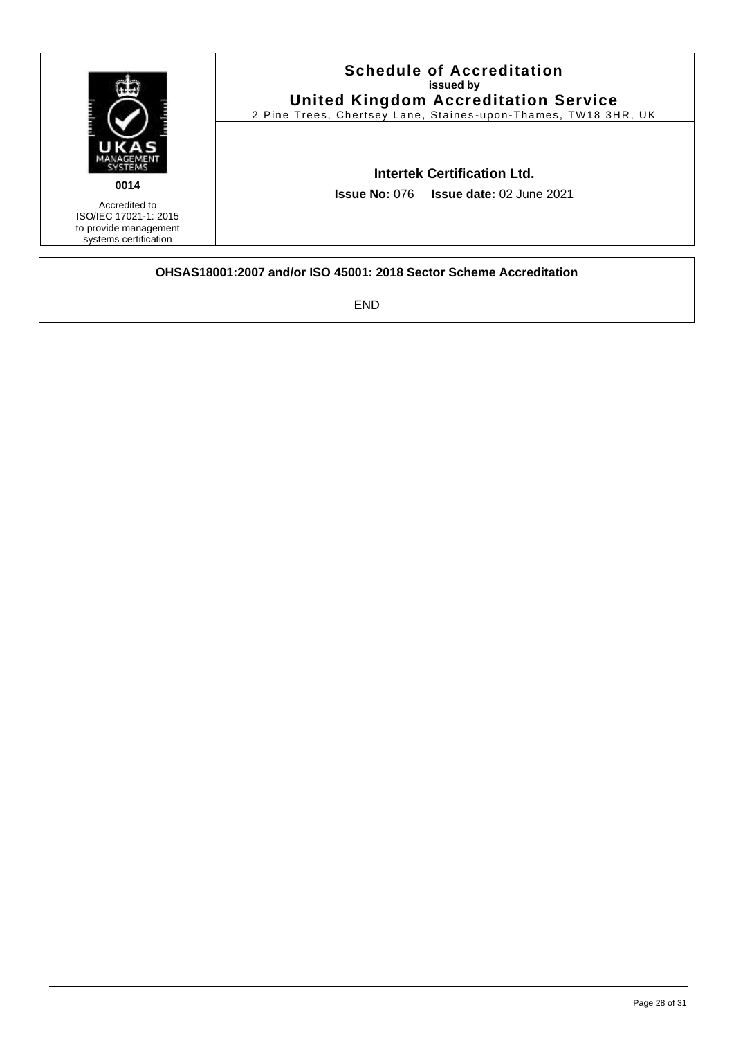| | |
|---|---|
| **0014**<br>Accredited to ISO/IEC 17021-1: 2015 to provide management systems certification | **Schedule of Accreditation**<br>**issued by**<br>**United Kingdom Accreditation Service**<br>2 Pine Trees, Chertsey Lane, Staines-upon-Thames, TW18 3HR, UK<br><br>**Intertek Certification Ltd.**<br>**Issue No:** 076 **Issue date:** 02 June 2021 |

| **OHSAS18001:2007 and/or ISO 45001: 2018 Sector Scheme Accreditation** |
|---|
| END |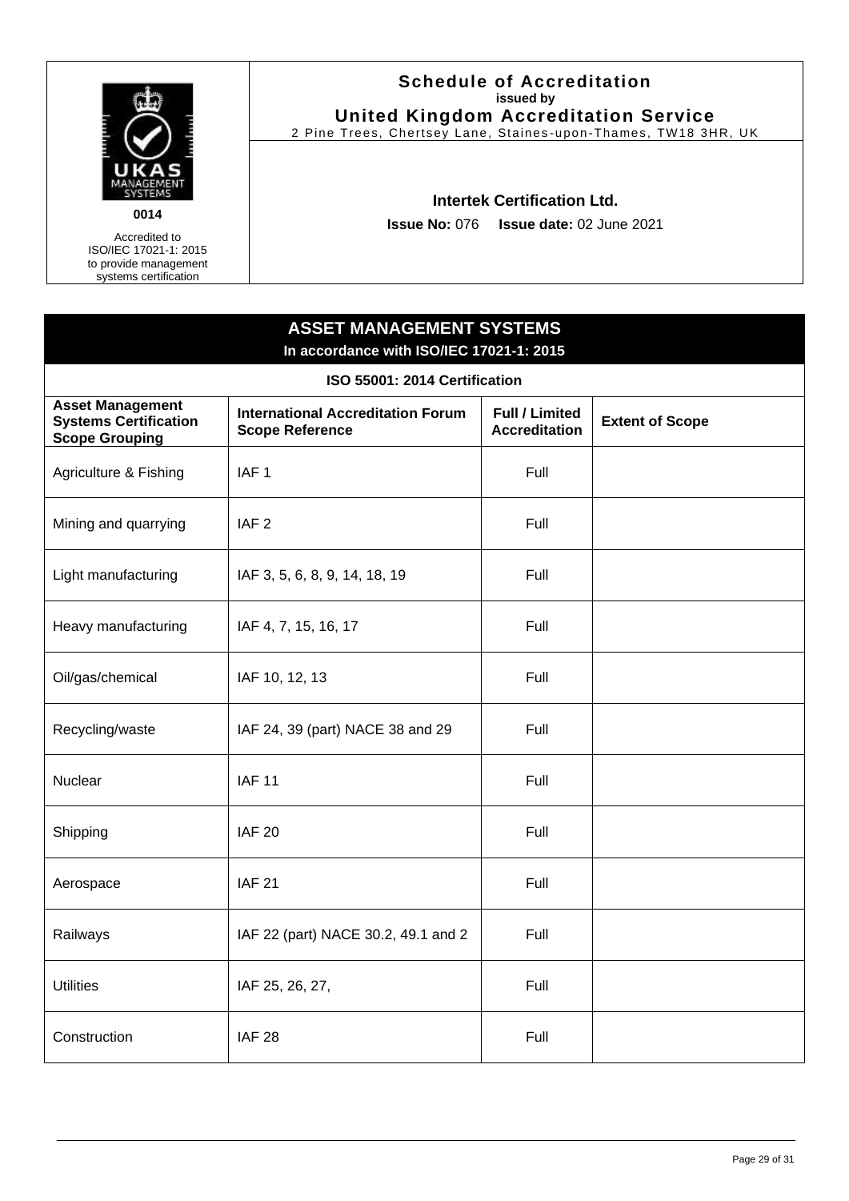| | Schedule of Accreditation<br>issued by<br>United Kingdom Accreditation Service<br>2 Pine Trees, Chertsey Lane, Staines-upon-Thames, TW18 3HR, UK |
|---|---|
| UKAS MANAGEMENT SYSTEMS<br>**0014**<br>Accredited to ISO/IEC 17021-1: 2015 to provide management systems certification | **Intertek Certification Ltd.**<br>**Issue No:** 076 **Issue date:** 02 June 2021 |

## ASSET MANAGEMENT SYSTEMS

**In accordance with ISO/IEC 17021-1: 2015**

**ISO 55001: 2014 Certification**

| Asset Management Systems Certification Scope Grouping | International Accreditation Forum Scope Reference | Full / Limited Accreditation | Extent of Scope |
|---|---|---|---|
| Agriculture & Fishing | IAF 1 | Full | |
| Mining and quarrying | IAF 2 | Full | |
| Light manufacturing | IAF 3, 5, 6, 8, 9, 14, 18, 19 | Full | |
| Heavy manufacturing | IAF 4, 7, 15, 16, 17 | Full | |
| Oil/gas/chemical | IAF 10, 12, 13 | Full | |
| Recycling/waste | IAF 24, 39 (part) NACE 38 and 29 | Full | |
| Nuclear | IAF 11 | Full | |
| Shipping | IAF 20 | Full | |
| Aerospace | IAF 21 | Full | |
| Railways | IAF 22 (part) NACE 30.2, 49.1 and 2 | Full | |
| Utilities | IAF 25, 26, 27, | Full | |
| Construction | IAF 28 | Full | |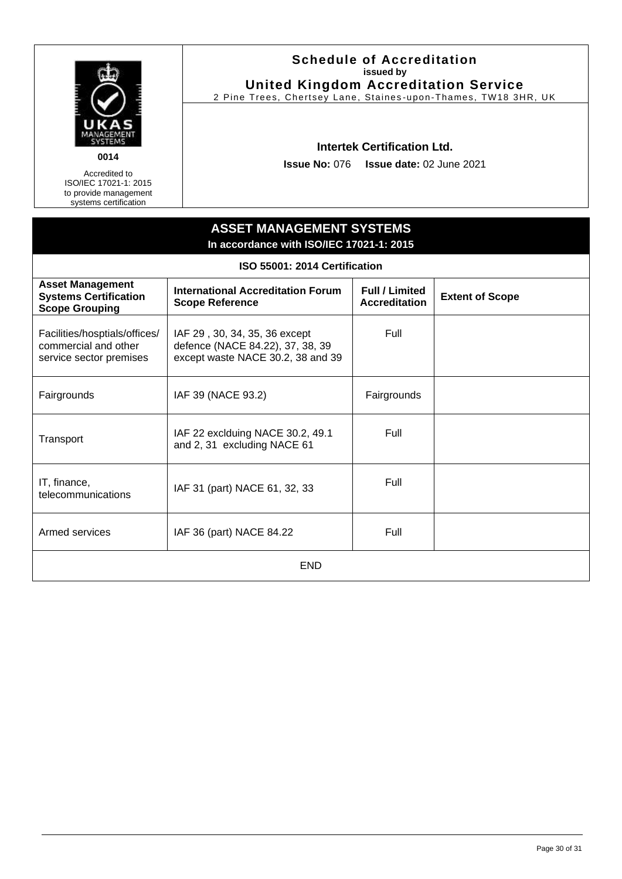| | **Schedule of Accreditation** issued by **United Kingdom Accreditation Service** 2 Pine Trees, Chertsey Lane, Staines-upon-Thames, TW18 3HR, UK |
|---|---|
| **0014** Accredited to ISO/IEC 17021-1: 2015 to provide management systems certification | **Intertek Certification Ltd.** **Issue No:** 076 **Issue date:** 02 June 2021 |

## ASSET MANAGEMENT SYSTEMS

**In accordance with ISO/IEC 17021-1: 2015**

**ISO 55001: 2014 Certification**

| Asset Management Systems Certification Scope Grouping | International Accreditation Forum Scope Reference | Full / Limited Accreditation | Extent of Scope |
|---|---|---|---|
| Facilities/hosptials/offices/ commercial and other service sector premises | IAF 29 , 30, 34, 35, 36 except defence (NACE 84.22), 37, 38, 39 except waste NACE 30.2, 38 and 39 | Full | |
| Fairgrounds | IAF 39 (NACE 93.2) | Fairgrounds | |
| Transport | IAF 22 exclduing NACE 30.2, 49.1 and 2, 31 excluding NACE 61 | Full | |
| IT, finance, telecommunications | IAF 31 (part) NACE 61, 32, 33 | Full | |
| Armed services | IAF 36 (part) NACE 84.22 | Full | |
| END | | | |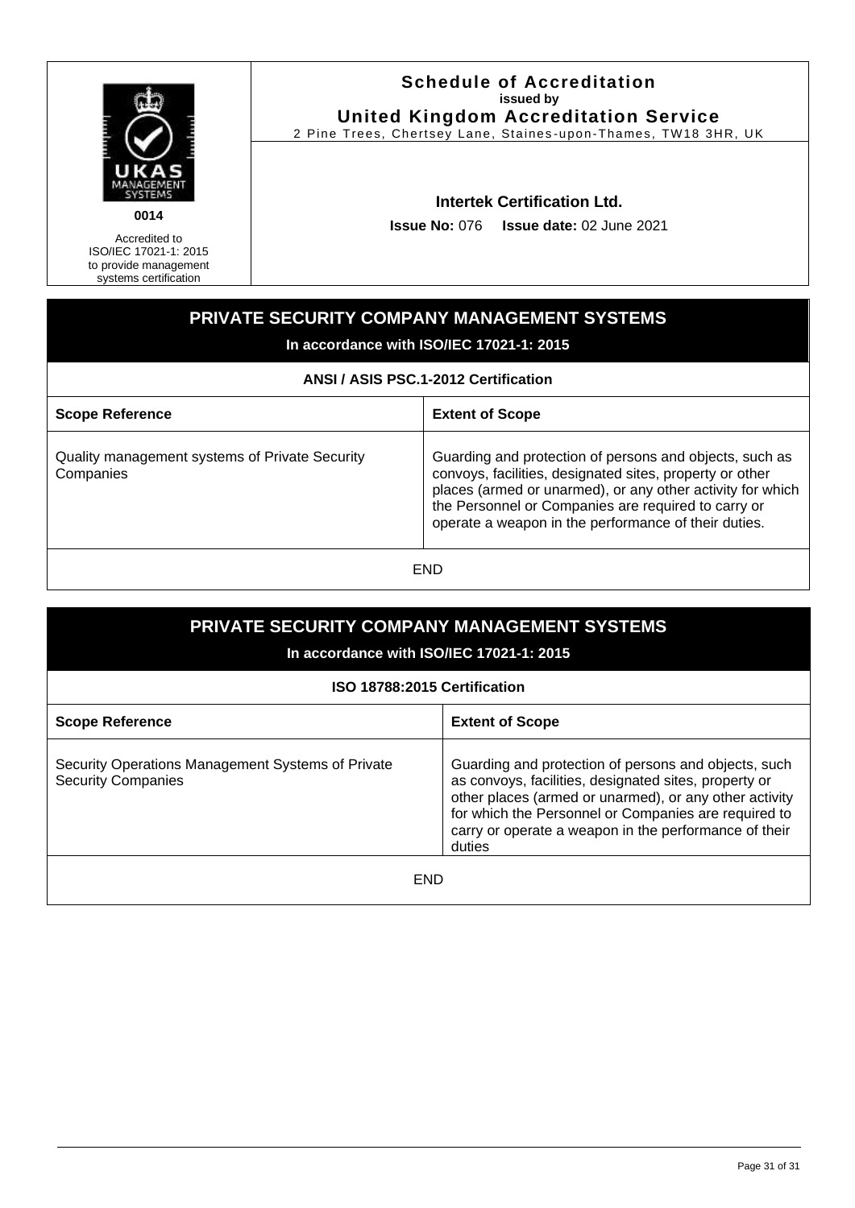**Schedule of Accreditation**
**issued by**
**United Kingdom Accreditation Service**
2 Pine Trees, Chertsey Lane, Staines-upon-Thames, TW18 3HR, UK

**0014**

Accredited to ISO/IEC 17021-1: 2015 to provide management systems certification

**Intertek Certification Ltd.**

**Issue No:** 076 **Issue date:** 02 June 2021

## PRIVATE SECURITY COMPANY MANAGEMENT SYSTEMS

**In accordance with ISO/IEC 17021-1: 2015**

### ANSI / ASIS PSC.1-2012 Certification

| Scope Reference | Extent of Scope |
|---|---|
| Quality management systems of Private Security Companies | Guarding and protection of persons and objects, such as convoys, facilities, designated sites, property or other places (armed or unarmed), or any other activity for which the Personnel or Companies are required to carry or operate a weapon in the performance of their duties. |

END

## PRIVATE SECURITY COMPANY MANAGEMENT SYSTEMS

**In accordance with ISO/IEC 17021-1: 2015**

### ISO 18788:2015 Certification

| Scope Reference | Extent of Scope |
|---|---|
| Security Operations Management Systems of Private Security Companies | Guarding and protection of persons and objects, such as convoys, facilities, designated sites, property or other places (armed or unarmed), or any other activity for which the Personnel or Companies are required to carry or operate a weapon in the performance of their duties |

END